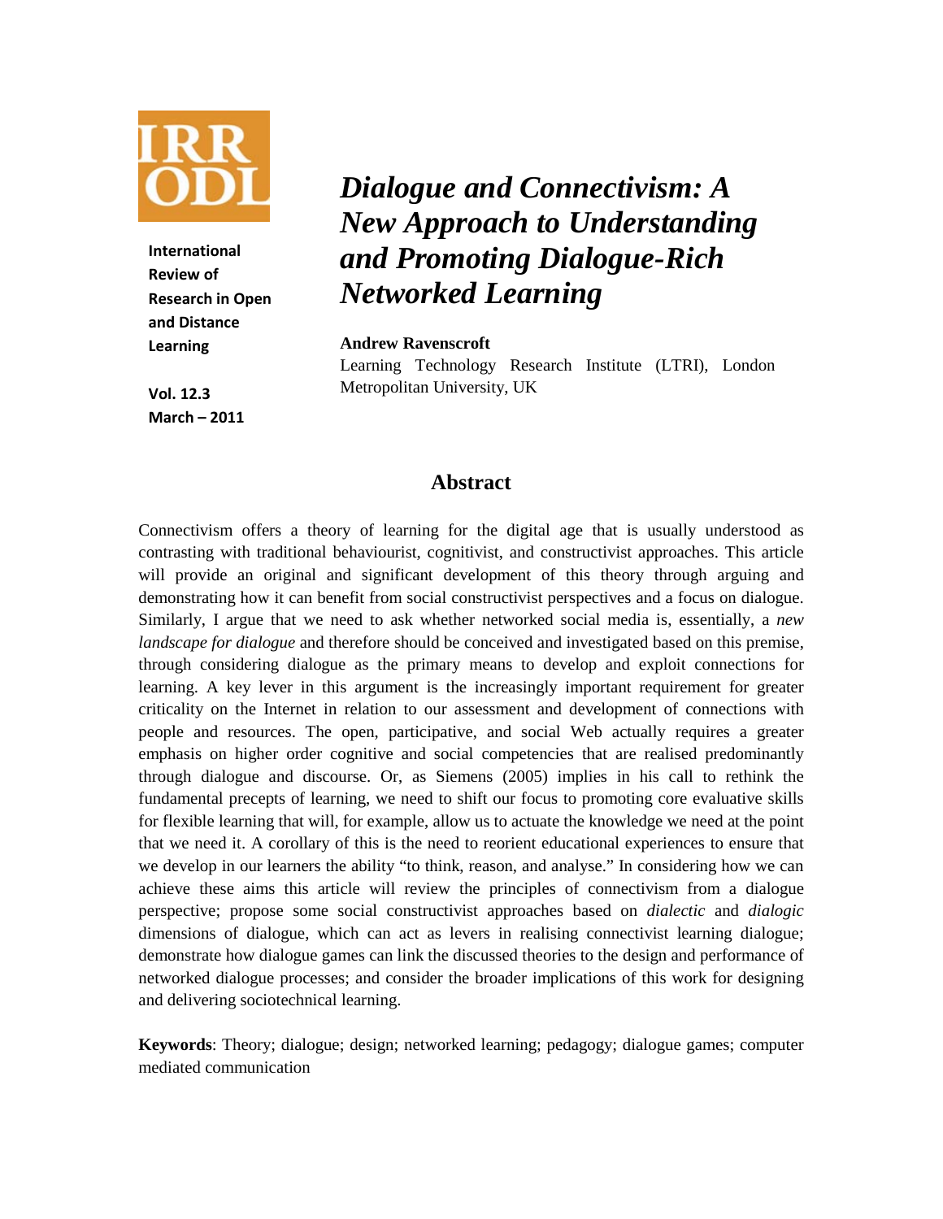International Review of Research in Open and Distance Learning

Vol. 12.3
March – 2011

# *Dialogue and Connectivism: A New Approach to Understanding and Promoting Dialogue-Rich Networked Learning*

**Andrew Ravenscroft**
Learning Technology Research Institute (LTRI), London Metropolitan University, UK

## Abstract

Connectivism offers a theory of learning for the digital age that is usually understood as contrasting with traditional behaviourist, cognitivist, and constructivist approaches. This article will provide an original and significant development of this theory through arguing and demonstrating how it can benefit from social constructivist perspectives and a focus on dialogue. Similarly, I argue that we need to ask whether networked social media is, essentially, a *new landscape for dialogue* and therefore should be conceived and investigated based on this premise, through considering dialogue as the primary means to develop and exploit connections for learning. A key lever in this argument is the increasingly important requirement for greater criticality on the Internet in relation to our assessment and development of connections with people and resources. The open, participative, and social Web actually requires a greater emphasis on higher order cognitive and social competencies that are realised predominantly through dialogue and discourse. Or, as Siemens (2005) implies in his call to rethink the fundamental precepts of learning, we need to shift our focus to promoting core evaluative skills for flexible learning that will, for example, allow us to actuate the knowledge we need at the point that we need it. A corollary of this is the need to reorient educational experiences to ensure that we develop in our learners the ability "to think, reason, and analyse." In considering how we can achieve these aims this article will review the principles of connectivism from a dialogue perspective; propose some social constructivist approaches based on *dialectic* and *dialogic* dimensions of dialogue, which can act as levers in realising connectivist learning dialogue; demonstrate how dialogue games can link the discussed theories to the design and performance of networked dialogue processes; and consider the broader implications of this work for designing and delivering sociotechnical learning.

**Keywords**: Theory; dialogue; design; networked learning; pedagogy; dialogue games; computer mediated communication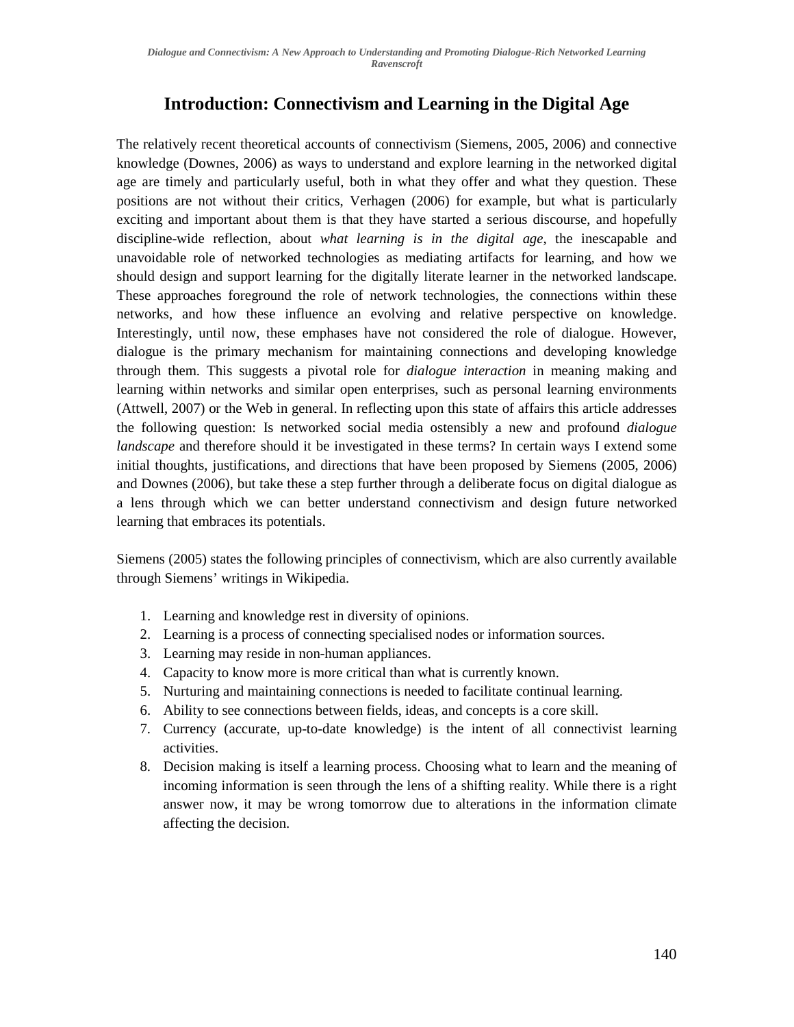## Introduction: Connectivism and Learning in the Digital Age

The relatively recent theoretical accounts of connectivism (Siemens, 2005, 2006) and connective knowledge (Downes, 2006) as ways to understand and explore learning in the networked digital age are timely and particularly useful, both in what they offer and what they question. These positions are not without their critics, Verhagen (2006) for example, but what is particularly exciting and important about them is that they have started a serious discourse, and hopefully discipline-wide reflection, about *what learning is in the digital age*, the inescapable and unavoidable role of networked technologies as mediating artifacts for learning, and how we should design and support learning for the digitally literate learner in the networked landscape. These approaches foreground the role of network technologies, the connections within these networks, and how these influence an evolving and relative perspective on knowledge. Interestingly, until now, these emphases have not considered the role of dialogue. However, dialogue is the primary mechanism for maintaining connections and developing knowledge through them. This suggests a pivotal role for *dialogue interaction* in meaning making and learning within networks and similar open enterprises, such as personal learning environments (Attwell, 2007) or the Web in general. In reflecting upon this state of affairs this article addresses the following question: Is networked social media ostensibly a new and profound *dialogue landscape* and therefore should it be investigated in these terms? In certain ways I extend some initial thoughts, justifications, and directions that have been proposed by Siemens (2005, 2006) and Downes (2006), but take these a step further through a deliberate focus on digital dialogue as a lens through which we can better understand connectivism and design future networked learning that embraces its potentials.

Siemens (2005) states the following principles of connectivism, which are also currently available through Siemens' writings in Wikipedia.

1. Learning and knowledge rest in diversity of opinions.
2. Learning is a process of connecting specialised nodes or information sources.
3. Learning may reside in non-human appliances.
4. Capacity to know more is more critical than what is currently known.
5. Nurturing and maintaining connections is needed to facilitate continual learning.
6. Ability to see connections between fields, ideas, and concepts is a core skill.
7. Currency (accurate, up-to-date knowledge) is the intent of all connectivist learning activities.
8. Decision making is itself a learning process. Choosing what to learn and the meaning of incoming information is seen through the lens of a shifting reality. While there is a right answer now, it may be wrong tomorrow due to alterations in the information climate affecting the decision.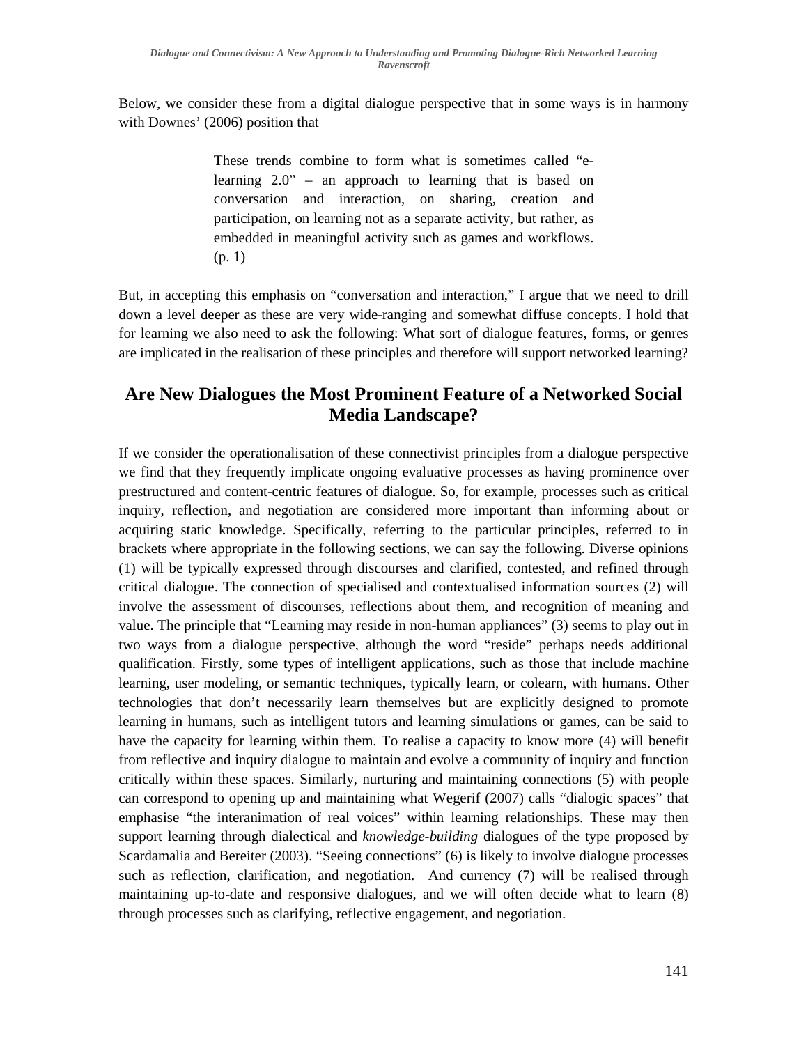Below, we consider these from a digital dialogue perspective that in some ways is in harmony with Downes' (2006) position that

> These trends combine to form what is sometimes called "e-learning 2.0" – an approach to learning that is based on conversation and interaction, on sharing, creation and participation, on learning not as a separate activity, but rather, as embedded in meaningful activity such as games and workflows. (p. 1)

But, in accepting this emphasis on "conversation and interaction," I argue that we need to drill down a level deeper as these are very wide-ranging and somewhat diffuse concepts. I hold that for learning we also need to ask the following: What sort of dialogue features, forms, or genres are implicated in the realisation of these principles and therefore will support networked learning?

## Are New Dialogues the Most Prominent Feature of a Networked Social Media Landscape?

If we consider the operationalisation of these connectivist principles from a dialogue perspective we find that they frequently implicate ongoing evaluative processes as having prominence over prestructured and content-centric features of dialogue. So, for example, processes such as critical inquiry, reflection, and negotiation are considered more important than informing about or acquiring static knowledge. Specifically, referring to the particular principles, referred to in brackets where appropriate in the following sections, we can say the following. Diverse opinions (1) will be typically expressed through discourses and clarified, contested, and refined through critical dialogue. The connection of specialised and contextualised information sources (2) will involve the assessment of discourses, reflections about them, and recognition of meaning and value. The principle that "Learning may reside in non-human appliances" (3) seems to play out in two ways from a dialogue perspective, although the word "reside" perhaps needs additional qualification. Firstly, some types of intelligent applications, such as those that include machine learning, user modeling, or semantic techniques, typically learn, or colearn, with humans. Other technologies that don't necessarily learn themselves but are explicitly designed to promote learning in humans, such as intelligent tutors and learning simulations or games, can be said to have the capacity for learning within them. To realise a capacity to know more (4) will benefit from reflective and inquiry dialogue to maintain and evolve a community of inquiry and function critically within these spaces. Similarly, nurturing and maintaining connections (5) with people can correspond to opening up and maintaining what Wegerif (2007) calls "dialogic spaces" that emphasise "the interanimation of real voices" within learning relationships. These may then support learning through dialectical and *knowledge-building* dialogues of the type proposed by Scardamalia and Bereiter (2003). "Seeing connections" (6) is likely to involve dialogue processes such as reflection, clarification, and negotiation. And currency (7) will be realised through maintaining up-to-date and responsive dialogues, and we will often decide what to learn (8) through processes such as clarifying, reflective engagement, and negotiation.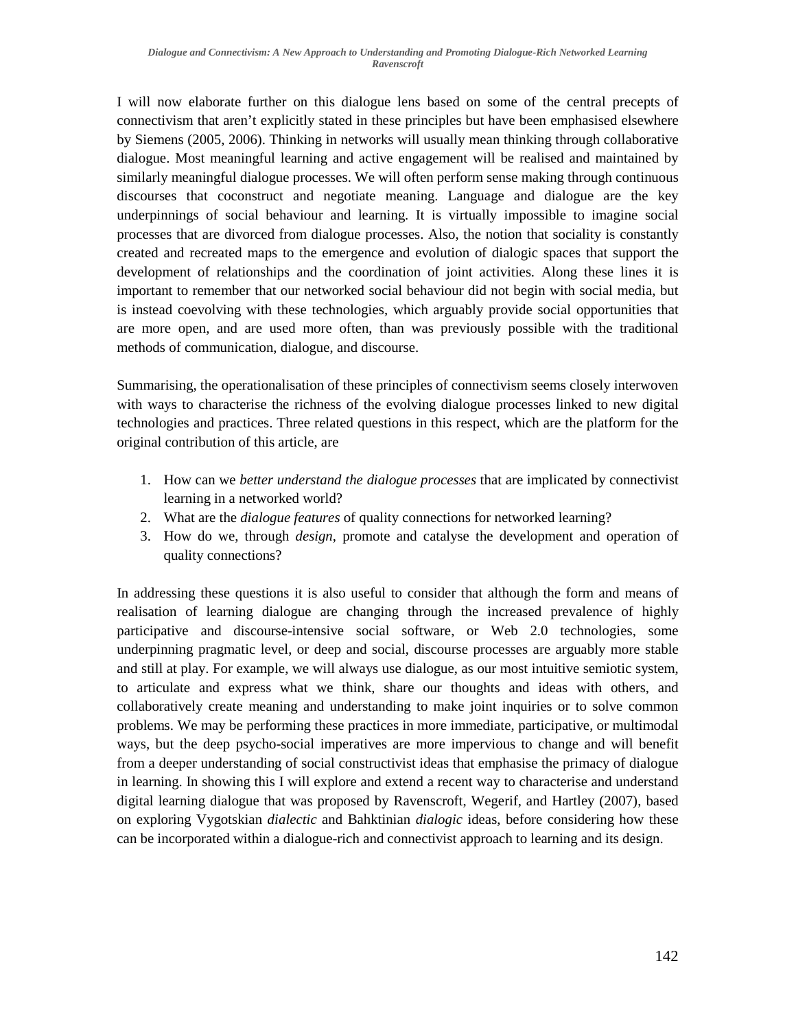I will now elaborate further on this dialogue lens based on some of the central precepts of connectivism that aren't explicitly stated in these principles but have been emphasised elsewhere by Siemens (2005, 2006). Thinking in networks will usually mean thinking through collaborative dialogue. Most meaningful learning and active engagement will be realised and maintained by similarly meaningful dialogue processes. We will often perform sense making through continuous discourses that coconstruct and negotiate meaning. Language and dialogue are the key underpinnings of social behaviour and learning. It is virtually impossible to imagine social processes that are divorced from dialogue processes. Also, the notion that sociality is constantly created and recreated maps to the emergence and evolution of dialogic spaces that support the development of relationships and the coordination of joint activities. Along these lines it is important to remember that our networked social behaviour did not begin with social media, but is instead coevolving with these technologies, which arguably provide social opportunities that are more open, and are used more often, than was previously possible with the traditional methods of communication, dialogue, and discourse.

Summarising, the operationalisation of these principles of connectivism seems closely interwoven with ways to characterise the richness of the evolving dialogue processes linked to new digital technologies and practices. Three related questions in this respect, which are the platform for the original contribution of this article, are

1. How can we *better understand the dialogue processes* that are implicated by connectivist learning in a networked world?
2. What are the *dialogue features* of quality connections for networked learning?
3. How do we, through *design*, promote and catalyse the development and operation of quality connections?

In addressing these questions it is also useful to consider that although the form and means of realisation of learning dialogue are changing through the increased prevalence of highly participative and discourse-intensive social software, or Web 2.0 technologies, some underpinning pragmatic level, or deep and social, discourse processes are arguably more stable and still at play. For example, we will always use dialogue, as our most intuitive semiotic system, to articulate and express what we think, share our thoughts and ideas with others, and collaboratively create meaning and understanding to make joint inquiries or to solve common problems. We may be performing these practices in more immediate, participative, or multimodal ways, but the deep psycho-social imperatives are more impervious to change and will benefit from a deeper understanding of social constructivist ideas that emphasise the primacy of dialogue in learning. In showing this I will explore and extend a recent way to characterise and understand digital learning dialogue that was proposed by Ravenscroft, Wegerif, and Hartley (2007), based on exploring Vygotskian *dialectic* and Bahktinian *dialogic* ideas, before considering how these can be incorporated within a dialogue-rich and connectivist approach to learning and its design.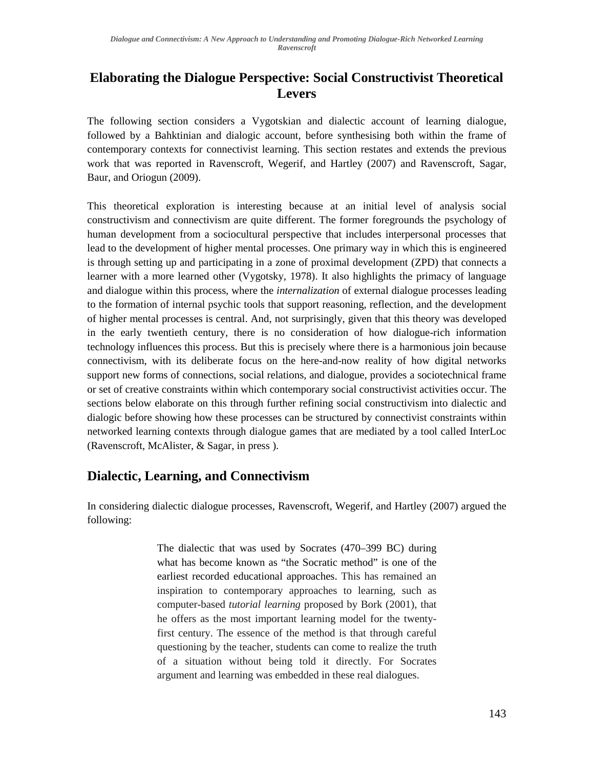## Elaborating the Dialogue Perspective: Social Constructivist Theoretical Levers

The following section considers a Vygotskian and dialectic account of learning dialogue, followed by a Bahktinian and dialogic account, before synthesising both within the frame of contemporary contexts for connectivist learning. This section restates and extends the previous work that was reported in Ravenscroft, Wegerif, and Hartley (2007) and Ravenscroft, Sagar, Baur, and Oriogun (2009).

This theoretical exploration is interesting because at an initial level of analysis social constructivism and connectivism are quite different. The former foregrounds the psychology of human development from a sociocultural perspective that includes interpersonal processes that lead to the development of higher mental processes. One primary way in which this is engineered is through setting up and participating in a zone of proximal development (ZPD) that connects a learner with a more learned other (Vygotsky, 1978). It also highlights the primacy of language and dialogue within this process, where the *internalization* of external dialogue processes leading to the formation of internal psychic tools that support reasoning, reflection, and the development of higher mental processes is central. And, not surprisingly, given that this theory was developed in the early twentieth century, there is no consideration of how dialogue-rich information technology influences this process. But this is precisely where there is a harmonious join because connectivism, with its deliberate focus on the here-and-now reality of how digital networks support new forms of connections, social relations, and dialogue, provides a sociotechnical frame or set of creative constraints within which contemporary social constructivist activities occur. The sections below elaborate on this through further refining social constructivism into dialectic and dialogic before showing how these processes can be structured by connectivist constraints within networked learning contexts through dialogue games that are mediated by a tool called InterLoc (Ravenscroft, McAlister, & Sagar, in press ).

## Dialectic, Learning, and Connectivism

In considering dialectic dialogue processes, Ravenscroft, Wegerif, and Hartley (2007) argued the following:

> The dialectic that was used by Socrates (470–399 BC) during what has become known as "the Socratic method" is one of the earliest recorded educational approaches. This has remained an inspiration to contemporary approaches to learning, such as computer-based *tutorial learning* proposed by Bork (2001), that he offers as the most important learning model for the twenty-first century. The essence of the method is that through careful questioning by the teacher, students can come to realize the truth of a situation without being told it directly. For Socrates argument and learning was embedded in these real dialogues.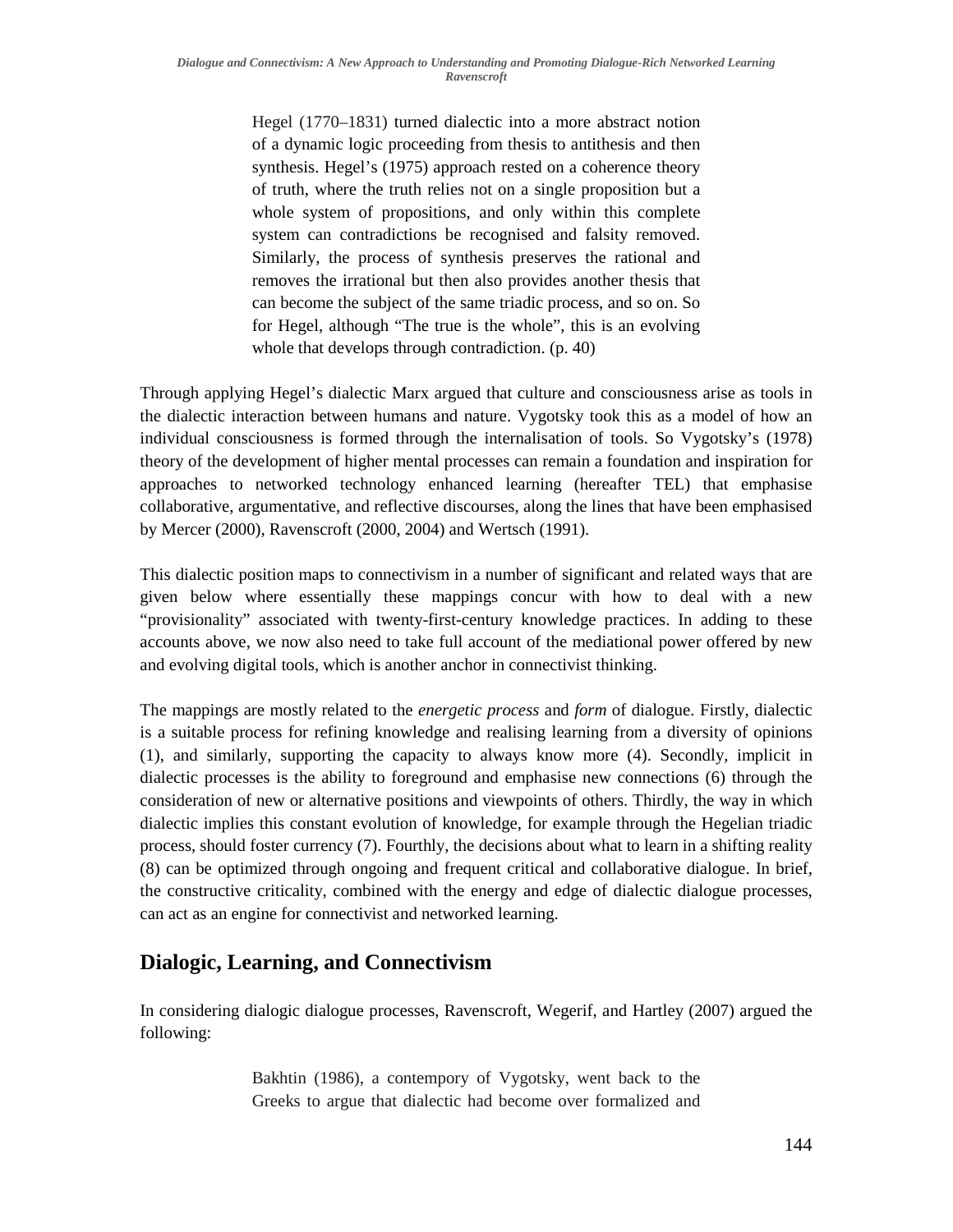> Hegel (1770–1831) turned dialectic into a more abstract notion of a dynamic logic proceeding from thesis to antithesis and then synthesis. Hegel's (1975) approach rested on a coherence theory of truth, where the truth relies not on a single proposition but a whole system of propositions, and only within this complete system can contradictions be recognised and falsity removed. Similarly, the process of synthesis preserves the rational and removes the irrational but then also provides another thesis that can become the subject of the same triadic process, and so on. So for Hegel, although "The true is the whole", this is an evolving whole that develops through contradiction. (p. 40)

Through applying Hegel's dialectic Marx argued that culture and consciousness arise as tools in the dialectic interaction between humans and nature. Vygotsky took this as a model of how an individual consciousness is formed through the internalisation of tools. So Vygotsky's (1978) theory of the development of higher mental processes can remain a foundation and inspiration for approaches to networked technology enhanced learning (hereafter TEL) that emphasise collaborative, argumentative, and reflective discourses, along the lines that have been emphasised by Mercer (2000), Ravenscroft (2000, 2004) and Wertsch (1991).

This dialectic position maps to connectivism in a number of significant and related ways that are given below where essentially these mappings concur with how to deal with a new "provisionality" associated with twenty-first-century knowledge practices. In adding to these accounts above, we now also need to take full account of the mediational power offered by new and evolving digital tools, which is another anchor in connectivist thinking.

The mappings are mostly related to the *energetic process* and *form* of dialogue. Firstly, dialectic is a suitable process for refining knowledge and realising learning from a diversity of opinions (1), and similarly, supporting the capacity to always know more (4). Secondly, implicit in dialectic processes is the ability to foreground and emphasise new connections (6) through the consideration of new or alternative positions and viewpoints of others. Thirdly, the way in which dialectic implies this constant evolution of knowledge, for example through the Hegelian triadic process, should foster currency (7). Fourthly, the decisions about what to learn in a shifting reality (8) can be optimized through ongoing and frequent critical and collaborative dialogue. In brief, the constructive criticality, combined with the energy and edge of dialectic dialogue processes, can act as an engine for connectivist and networked learning.

## Dialogic, Learning, and Connectivism

In considering dialogic dialogue processes, Ravenscroft, Wegerif, and Hartley (2007) argued the following:

> Bakhtin (1986), a contempory of Vygotsky, went back to the Greeks to argue that dialectic had become over formalized and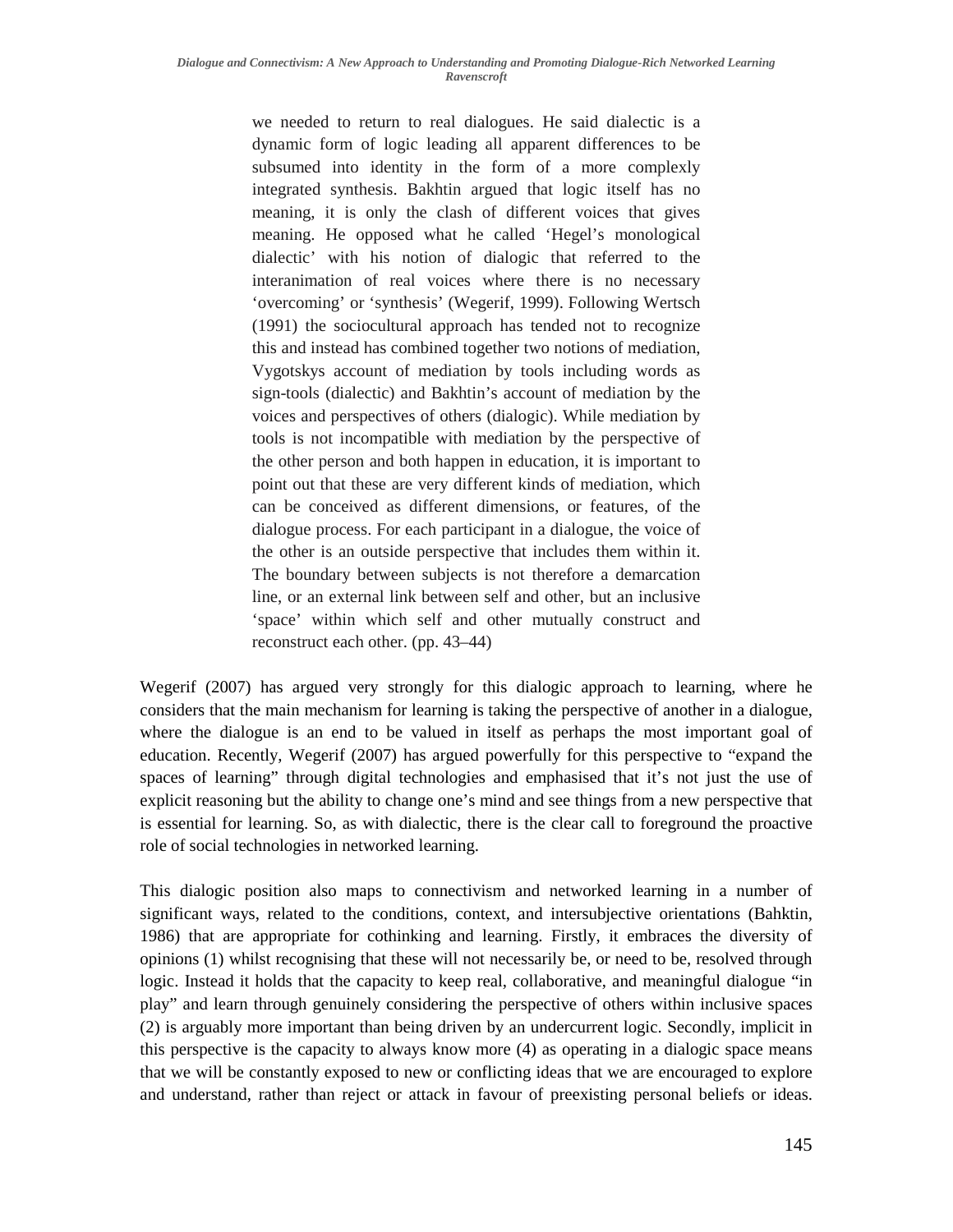> we needed to return to real dialogues. He said dialectic is a dynamic form of logic leading all apparent differences to be subsumed into identity in the form of a more complexly integrated synthesis. Bakhtin argued that logic itself has no meaning, it is only the clash of different voices that gives meaning. He opposed what he called 'Hegel's monological dialectic' with his notion of dialogic that referred to the interanimation of real voices where there is no necessary 'overcoming' or 'synthesis' (Wegerif, 1999). Following Wertsch (1991) the sociocultural approach has tended not to recognize this and instead has combined together two notions of mediation, Vygotskys account of mediation by tools including words as sign-tools (dialectic) and Bakhtin's account of mediation by the voices and perspectives of others (dialogic). While mediation by tools is not incompatible with mediation by the perspective of the other person and both happen in education, it is important to point out that these are very different kinds of mediation, which can be conceived as different dimensions, or features, of the dialogue process. For each participant in a dialogue, the voice of the other is an outside perspective that includes them within it. The boundary between subjects is not therefore a demarcation line, or an external link between self and other, but an inclusive 'space' within which self and other mutually construct and reconstruct each other. (pp. 43–44)

Wegerif (2007) has argued very strongly for this dialogic approach to learning, where he considers that the main mechanism for learning is taking the perspective of another in a dialogue, where the dialogue is an end to be valued in itself as perhaps the most important goal of education. Recently, Wegerif (2007) has argued powerfully for this perspective to "expand the spaces of learning" through digital technologies and emphasised that it's not just the use of explicit reasoning but the ability to change one's mind and see things from a new perspective that is essential for learning. So, as with dialectic, there is the clear call to foreground the proactive role of social technologies in networked learning.

This dialogic position also maps to connectivism and networked learning in a number of significant ways, related to the conditions, context, and intersubjective orientations (Bahktin, 1986) that are appropriate for cothinking and learning. Firstly, it embraces the diversity of opinions (1) whilst recognising that these will not necessarily be, or need to be, resolved through logic. Instead it holds that the capacity to keep real, collaborative, and meaningful dialogue "in play" and learn through genuinely considering the perspective of others within inclusive spaces (2) is arguably more important than being driven by an undercurrent logic. Secondly, implicit in this perspective is the capacity to always know more (4) as operating in a dialogic space means that we will be constantly exposed to new or conflicting ideas that we are encouraged to explore and understand, rather than reject or attack in favour of preexisting personal beliefs or ideas.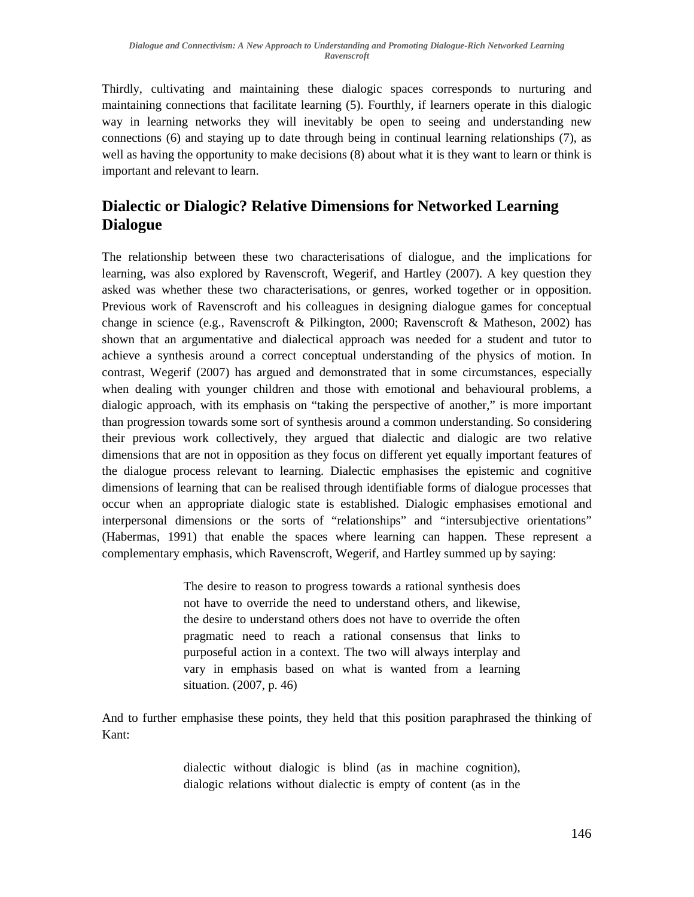Thirdly, cultivating and maintaining these dialogic spaces corresponds to nurturing and maintaining connections that facilitate learning (5). Fourthly, if learners operate in this dialogic way in learning networks they will inevitably be open to seeing and understanding new connections (6) and staying up to date through being in continual learning relationships (7), as well as having the opportunity to make decisions (8) about what it is they want to learn or think is important and relevant to learn.

## Dialectic or Dialogic? Relative Dimensions for Networked Learning Dialogue

The relationship between these two characterisations of dialogue, and the implications for learning, was also explored by Ravenscroft, Wegerif, and Hartley (2007). A key question they asked was whether these two characterisations, or genres, worked together or in opposition. Previous work of Ravenscroft and his colleagues in designing dialogue games for conceptual change in science (e.g., Ravenscroft & Pilkington, 2000; Ravenscroft & Matheson, 2002) has shown that an argumentative and dialectical approach was needed for a student and tutor to achieve a synthesis around a correct conceptual understanding of the physics of motion. In contrast, Wegerif (2007) has argued and demonstrated that in some circumstances, especially when dealing with younger children and those with emotional and behavioural problems, a dialogic approach, with its emphasis on "taking the perspective of another," is more important than progression towards some sort of synthesis around a common understanding. So considering their previous work collectively, they argued that dialectic and dialogic are two relative dimensions that are not in opposition as they focus on different yet equally important features of the dialogue process relevant to learning. Dialectic emphasises the epistemic and cognitive dimensions of learning that can be realised through identifiable forms of dialogue processes that occur when an appropriate dialogic state is established. Dialogic emphasises emotional and interpersonal dimensions or the sorts of "relationships" and "intersubjective orientations" (Habermas, 1991) that enable the spaces where learning can happen. These represent a complementary emphasis, which Ravenscroft, Wegerif, and Hartley summed up by saying:

> The desire to reason to progress towards a rational synthesis does not have to override the need to understand others, and likewise, the desire to understand others does not have to override the often pragmatic need to reach a rational consensus that links to purposeful action in a context. The two will always interplay and vary in emphasis based on what is wanted from a learning situation. (2007, p. 46)

And to further emphasise these points, they held that this position paraphrased the thinking of Kant:

> dialectic without dialogic is blind (as in machine cognition), dialogic relations without dialectic is empty of content (as in the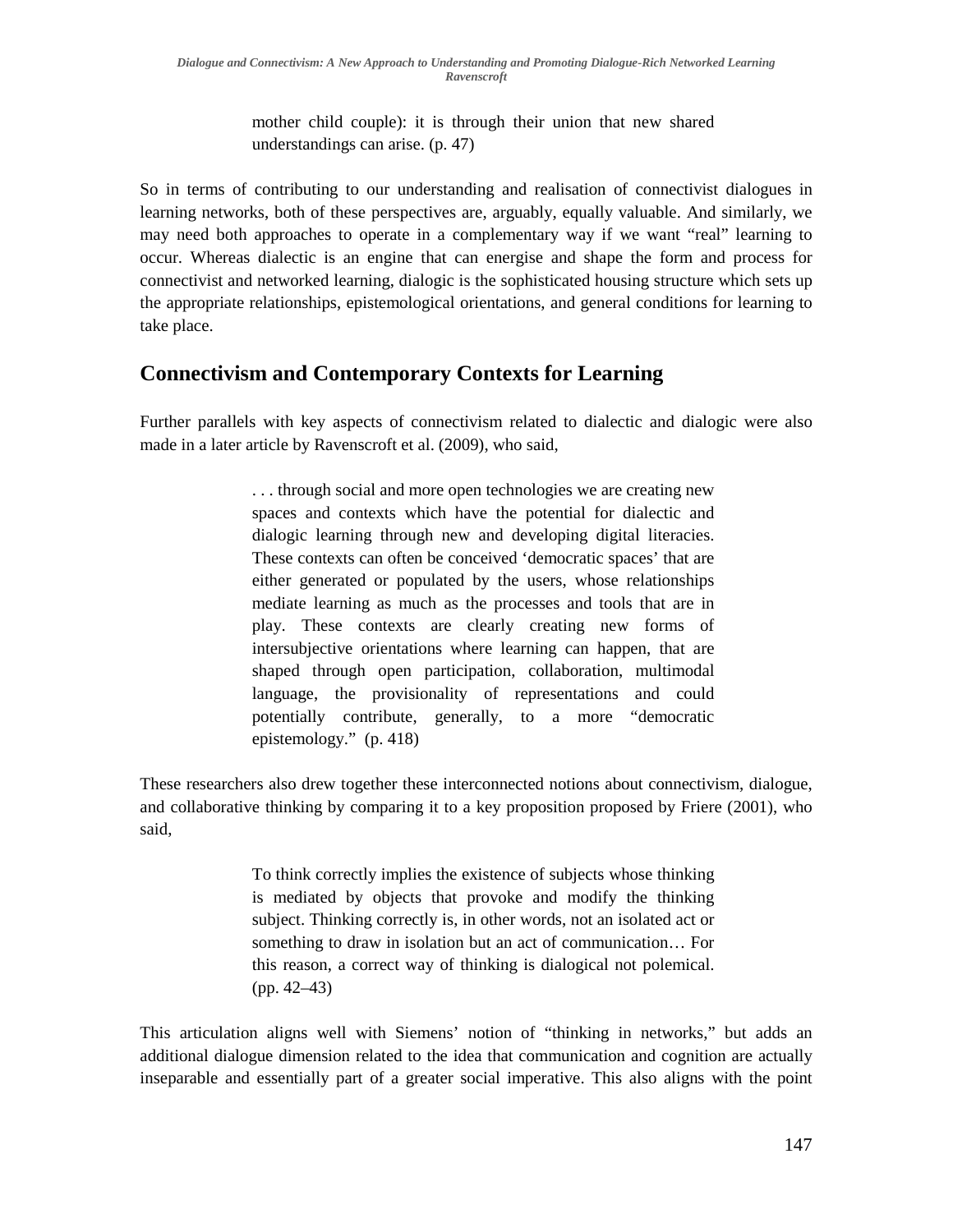> mother child couple): it is through their union that new shared understandings can arise. (p. 47)

So in terms of contributing to our understanding and realisation of connectivist dialogues in learning networks, both of these perspectives are, arguably, equally valuable. And similarly, we may need both approaches to operate in a complementary way if we want "real" learning to occur. Whereas dialectic is an engine that can energise and shape the form and process for connectivist and networked learning, dialogic is the sophisticated housing structure which sets up the appropriate relationships, epistemological orientations, and general conditions for learning to take place.

## Connectivism and Contemporary Contexts for Learning

Further parallels with key aspects of connectivism related to dialectic and dialogic were also made in a later article by Ravenscroft et al. (2009), who said,

> . . . through social and more open technologies we are creating new spaces and contexts which have the potential for dialectic and dialogic learning through new and developing digital literacies. These contexts can often be conceived 'democratic spaces' that are either generated or populated by the users, whose relationships mediate learning as much as the processes and tools that are in play. These contexts are clearly creating new forms of intersubjective orientations where learning can happen, that are shaped through open participation, collaboration, multimodal language, the provisionality of representations and could potentially contribute, generally, to a more "democratic epistemology." (p. 418)

These researchers also drew together these interconnected notions about connectivism, dialogue, and collaborative thinking by comparing it to a key proposition proposed by Friere (2001), who said,

> To think correctly implies the existence of subjects whose thinking is mediated by objects that provoke and modify the thinking subject. Thinking correctly is, in other words, not an isolated act or something to draw in isolation but an act of communication… For this reason, a correct way of thinking is dialogical not polemical. (pp. 42–43)

This articulation aligns well with Siemens' notion of "thinking in networks," but adds an additional dialogue dimension related to the idea that communication and cognition are actually inseparable and essentially part of a greater social imperative. This also aligns with the point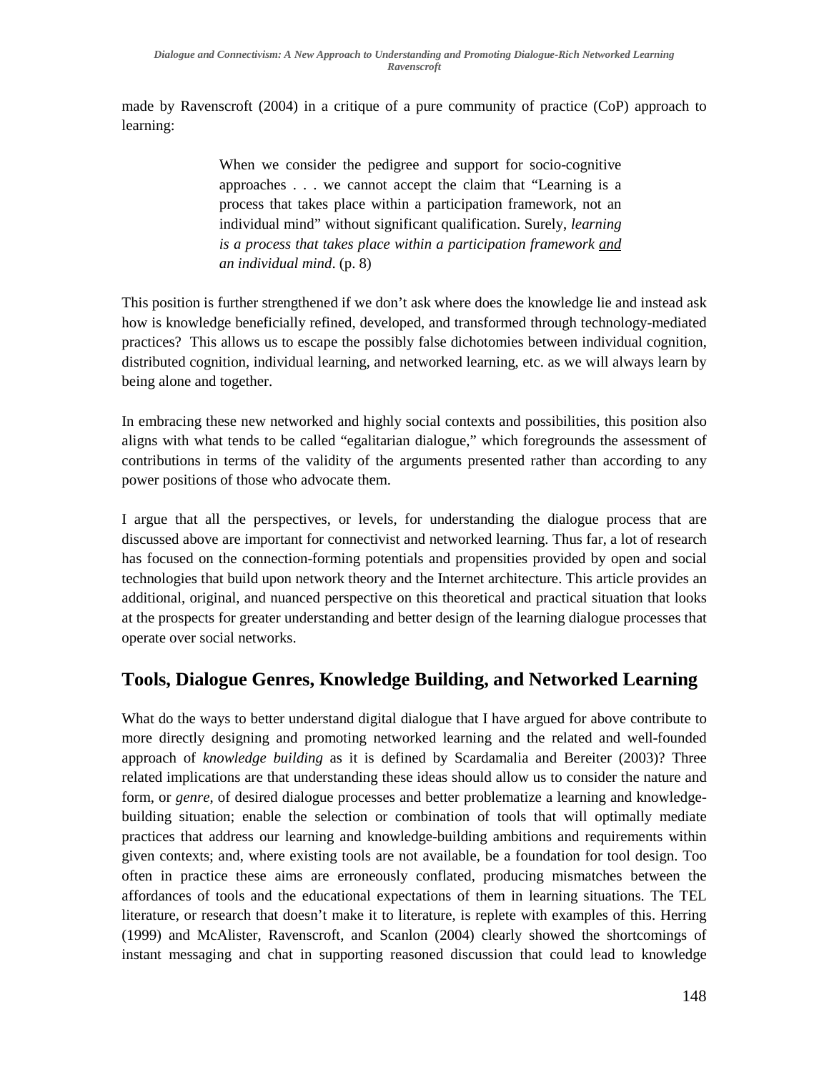made by Ravenscroft (2004) in a critique of a pure community of practice (CoP) approach to learning:

> When we consider the pedigree and support for socio-cognitive approaches . . . we cannot accept the claim that "Learning is a process that takes place within a participation framework, not an individual mind" without significant qualification. Surely, *learning is a process that takes place within a participation framework* <u>*and*</u> *an individual mind*. (p. 8)

This position is further strengthened if we don't ask where does the knowledge lie and instead ask how is knowledge beneficially refined, developed, and transformed through technology-mediated practices? This allows us to escape the possibly false dichotomies between individual cognition, distributed cognition, individual learning, and networked learning, etc. as we will always learn by being alone and together.

In embracing these new networked and highly social contexts and possibilities, this position also aligns with what tends to be called "egalitarian dialogue," which foregrounds the assessment of contributions in terms of the validity of the arguments presented rather than according to any power positions of those who advocate them.

I argue that all the perspectives, or levels, for understanding the dialogue process that are discussed above are important for connectivist and networked learning. Thus far, a lot of research has focused on the connection-forming potentials and propensities provided by open and social technologies that build upon network theory and the Internet architecture. This article provides an additional, original, and nuanced perspective on this theoretical and practical situation that looks at the prospects for greater understanding and better design of the learning dialogue processes that operate over social networks.

## Tools, Dialogue Genres, Knowledge Building, and Networked Learning

What do the ways to better understand digital dialogue that I have argued for above contribute to more directly designing and promoting networked learning and the related and well-founded approach of *knowledge building* as it is defined by Scardamalia and Bereiter (2003)? Three related implications are that understanding these ideas should allow us to consider the nature and form, or *genre*, of desired dialogue processes and better problematize a learning and knowledge-building situation; enable the selection or combination of tools that will optimally mediate practices that address our learning and knowledge-building ambitions and requirements within given contexts; and, where existing tools are not available, be a foundation for tool design. Too often in practice these aims are erroneously conflated, producing mismatches between the affordances of tools and the educational expectations of them in learning situations. The TEL literature, or research that doesn't make it to literature, is replete with examples of this. Herring (1999) and McAlister, Ravenscroft, and Scanlon (2004) clearly showed the shortcomings of instant messaging and chat in supporting reasoned discussion that could lead to knowledge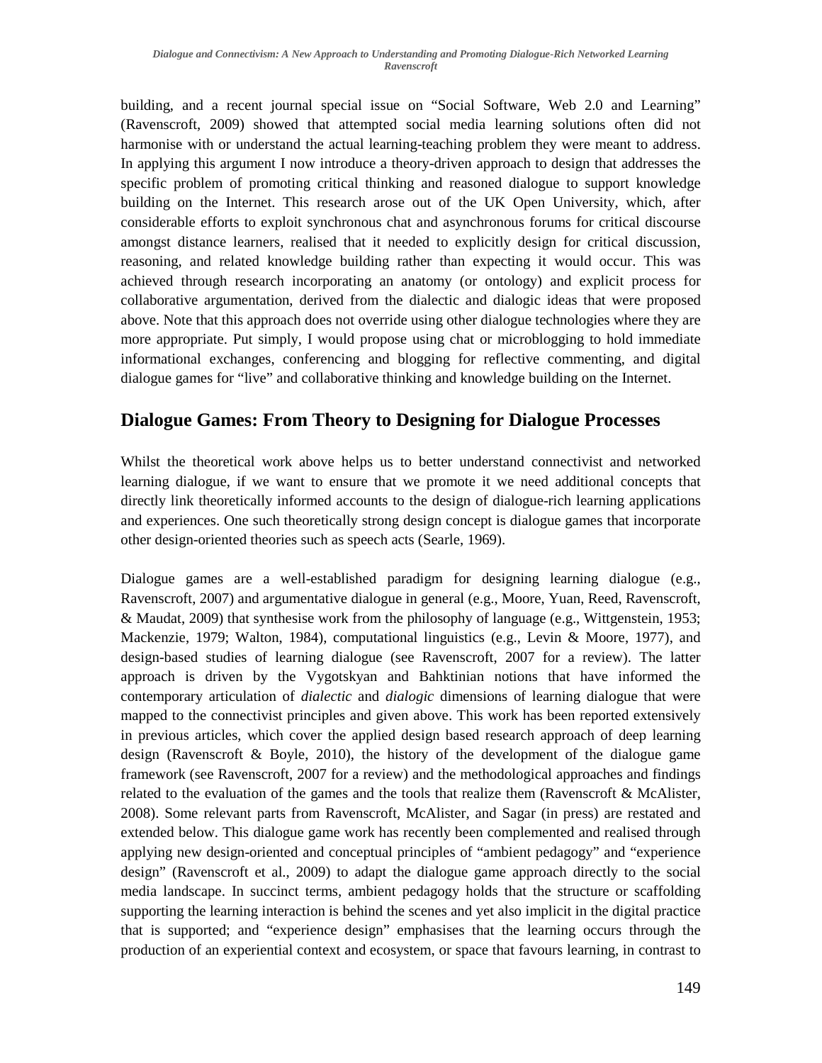building, and a recent journal special issue on “Social Software, Web 2.0 and Learning” (Ravenscroft, 2009) showed that attempted social media learning solutions often did not harmonise with or understand the actual learning-teaching problem they were meant to address. In applying this argument I now introduce a theory-driven approach to design that addresses the specific problem of promoting critical thinking and reasoned dialogue to support knowledge building on the Internet. This research arose out of the UK Open University, which, after considerable efforts to exploit synchronous chat and asynchronous forums for critical discourse amongst distance learners, realised that it needed to explicitly design for critical discussion, reasoning, and related knowledge building rather than expecting it would occur. This was achieved through research incorporating an anatomy (or ontology) and explicit process for collaborative argumentation, derived from the dialectic and dialogic ideas that were proposed above. Note that this approach does not override using other dialogue technologies where they are more appropriate. Put simply, I would propose using chat or microblogging to hold immediate informational exchanges, conferencing and blogging for reflective commenting, and digital dialogue games for “live” and collaborative thinking and knowledge building on the Internet.

## Dialogue Games: From Theory to Designing for Dialogue Processes

Whilst the theoretical work above helps us to better understand connectivist and networked learning dialogue, if we want to ensure that we promote it we need additional concepts that directly link theoretically informed accounts to the design of dialogue-rich learning applications and experiences. One such theoretically strong design concept is dialogue games that incorporate other design-oriented theories such as speech acts (Searle, 1969).

Dialogue games are a well-established paradigm for designing learning dialogue (e.g., Ravenscroft, 2007) and argumentative dialogue in general (e.g., Moore, Yuan, Reed, Ravenscroft, & Maudat, 2009) that synthesise work from the philosophy of language (e.g., Wittgenstein, 1953; Mackenzie, 1979; Walton, 1984), computational linguistics (e.g., Levin & Moore, 1977), and design-based studies of learning dialogue (see Ravenscroft, 2007 for a review). The latter approach is driven by the Vygotskyan and Bahktinian notions that have informed the contemporary articulation of *dialectic* and *dialogic* dimensions of learning dialogue that were mapped to the connectivist principles and given above. This work has been reported extensively in previous articles, which cover the applied design based research approach of deep learning design (Ravenscroft & Boyle, 2010), the history of the development of the dialogue game framework (see Ravenscroft, 2007 for a review) and the methodological approaches and findings related to the evaluation of the games and the tools that realize them (Ravenscroft & McAlister, 2008). Some relevant parts from Ravenscroft, McAlister, and Sagar (in press) are restated and extended below. This dialogue game work has recently been complemented and realised through applying new design-oriented and conceptual principles of “ambient pedagogy” and “experience design” (Ravenscroft et al., 2009) to adapt the dialogue game approach directly to the social media landscape. In succinct terms, ambient pedagogy holds that the structure or scaffolding supporting the learning interaction is behind the scenes and yet also implicit in the digital practice that is supported; and “experience design” emphasises that the learning occurs through the production of an experiential context and ecosystem, or space that favours learning, in contrast to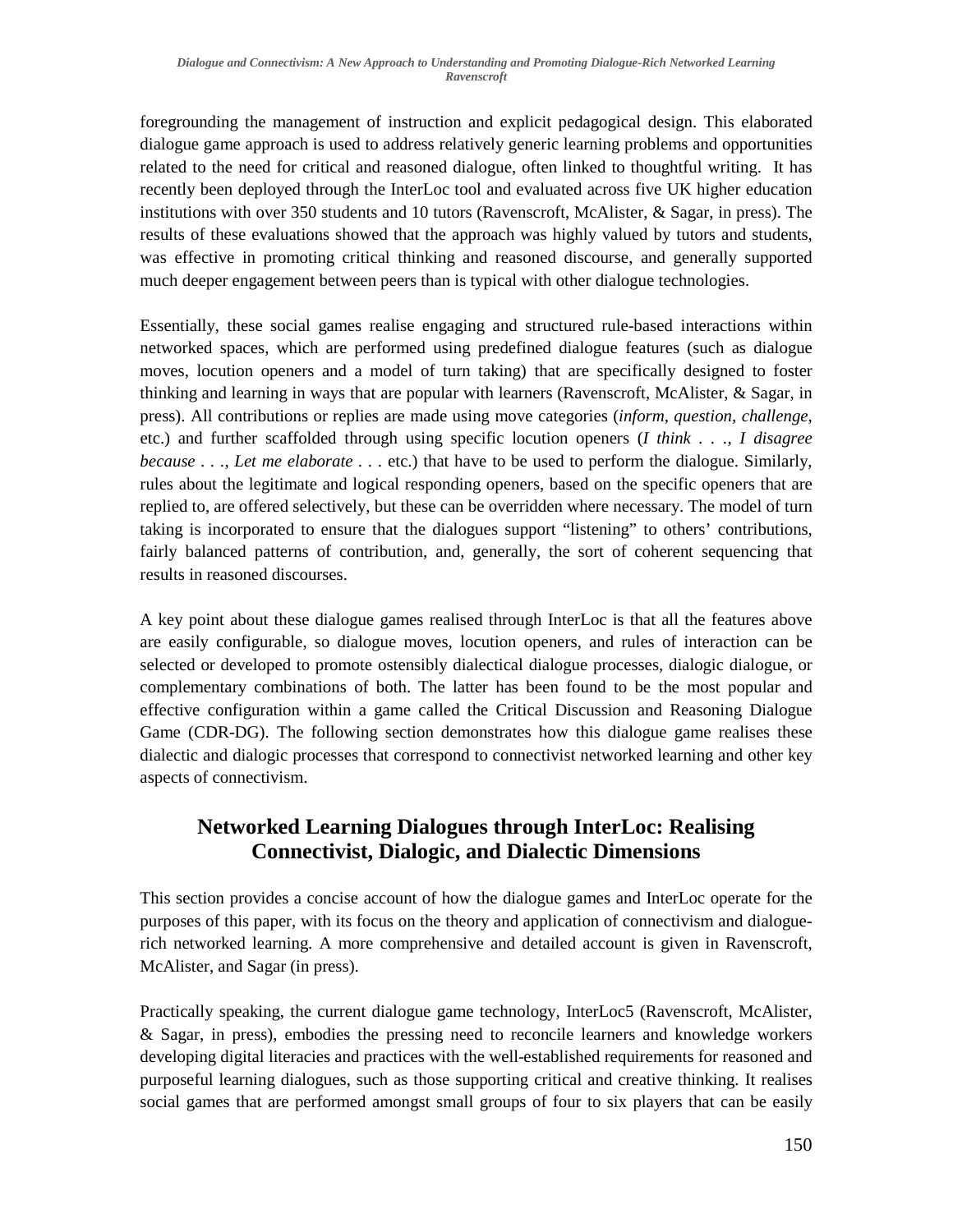foregrounding the management of instruction and explicit pedagogical design. This elaborated dialogue game approach is used to address relatively generic learning problems and opportunities related to the need for critical and reasoned dialogue, often linked to thoughtful writing. It has recently been deployed through the InterLoc tool and evaluated across five UK higher education institutions with over 350 students and 10 tutors (Ravenscroft, McAlister, & Sagar, in press). The results of these evaluations showed that the approach was highly valued by tutors and students, was effective in promoting critical thinking and reasoned discourse, and generally supported much deeper engagement between peers than is typical with other dialogue technologies.

Essentially, these social games realise engaging and structured rule-based interactions within networked spaces, which are performed using predefined dialogue features (such as dialogue moves, locution openers and a model of turn taking) that are specifically designed to foster thinking and learning in ways that are popular with learners (Ravenscroft, McAlister, & Sagar, in press). All contributions or replies are made using move categories (*inform*, *question*, *challenge*, etc.) and further scaffolded through using specific locution openers (*I think . . ., I disagree because . . ., Let me elaborate* . . . etc.) that have to be used to perform the dialogue. Similarly, rules about the legitimate and logical responding openers, based on the specific openers that are replied to, are offered selectively, but these can be overridden where necessary. The model of turn taking is incorporated to ensure that the dialogues support "listening" to others' contributions, fairly balanced patterns of contribution, and, generally, the sort of coherent sequencing that results in reasoned discourses.

A key point about these dialogue games realised through InterLoc is that all the features above are easily configurable, so dialogue moves, locution openers, and rules of interaction can be selected or developed to promote ostensibly dialectical dialogue processes, dialogic dialogue, or complementary combinations of both. The latter has been found to be the most popular and effective configuration within a game called the Critical Discussion and Reasoning Dialogue Game (CDR-DG). The following section demonstrates how this dialogue game realises these dialectic and dialogic processes that correspond to connectivist networked learning and other key aspects of connectivism.

## Networked Learning Dialogues through InterLoc: Realising Connectivist, Dialogic, and Dialectic Dimensions

This section provides a concise account of how the dialogue games and InterLoc operate for the purposes of this paper, with its focus on the theory and application of connectivism and dialogue-rich networked learning. A more comprehensive and detailed account is given in Ravenscroft, McAlister, and Sagar (in press).

Practically speaking, the current dialogue game technology, InterLoc5 (Ravenscroft, McAlister, & Sagar, in press), embodies the pressing need to reconcile learners and knowledge workers developing digital literacies and practices with the well-established requirements for reasoned and purposeful learning dialogues, such as those supporting critical and creative thinking. It realises social games that are performed amongst small groups of four to six players that can be easily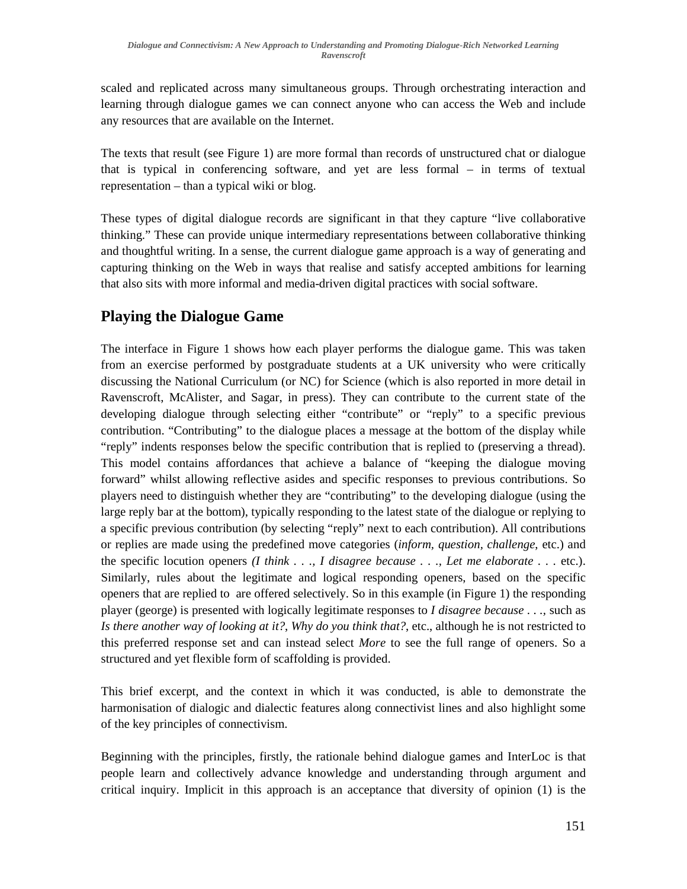scaled and replicated across many simultaneous groups. Through orchestrating interaction and learning through dialogue games we can connect anyone who can access the Web and include any resources that are available on the Internet.

The texts that result (see Figure 1) are more formal than records of unstructured chat or dialogue that is typical in conferencing software, and yet are less formal – in terms of textual representation – than a typical wiki or blog.

These types of digital dialogue records are significant in that they capture "live collaborative thinking." These can provide unique intermediary representations between collaborative thinking and thoughtful writing. In a sense, the current dialogue game approach is a way of generating and capturing thinking on the Web in ways that realise and satisfy accepted ambitions for learning that also sits with more informal and media-driven digital practices with social software.

## Playing the Dialogue Game

The interface in Figure 1 shows how each player performs the dialogue game. This was taken from an exercise performed by postgraduate students at a UK university who were critically discussing the National Curriculum (or NC) for Science (which is also reported in more detail in Ravenscroft, McAlister, and Sagar, in press). They can contribute to the current state of the developing dialogue through selecting either "contribute" or "reply" to a specific previous contribution. "Contributing" to the dialogue places a message at the bottom of the display while "reply" indents responses below the specific contribution that is replied to (preserving a thread). This model contains affordances that achieve a balance of "keeping the dialogue moving forward" whilst allowing reflective asides and specific responses to previous contributions. So players need to distinguish whether they are "contributing" to the developing dialogue (using the large reply bar at the bottom), typically responding to the latest state of the dialogue or replying to a specific previous contribution (by selecting "reply" next to each contribution). All contributions or replies are made using the predefined move categories (*inform*, *question*, *challenge*, etc.) and the specific locution openers *(I think . . ., I disagree because . . ., Let me elaborate . . .* etc.). Similarly, rules about the legitimate and logical responding openers, based on the specific openers that are replied to are offered selectively. So in this example (in Figure 1) the responding player (george) is presented with logically legitimate responses to *I disagree because . . .,* such as *Is there another way of looking at it?*, *Why do you think that?*, etc., although he is not restricted to this preferred response set and can instead select *More* to see the full range of openers. So a structured and yet flexible form of scaffolding is provided.

This brief excerpt, and the context in which it was conducted, is able to demonstrate the harmonisation of dialogic and dialectic features along connectivist lines and also highlight some of the key principles of connectivism.

Beginning with the principles, firstly, the rationale behind dialogue games and InterLoc is that people learn and collectively advance knowledge and understanding through argument and critical inquiry. Implicit in this approach is an acceptance that diversity of opinion (1) is the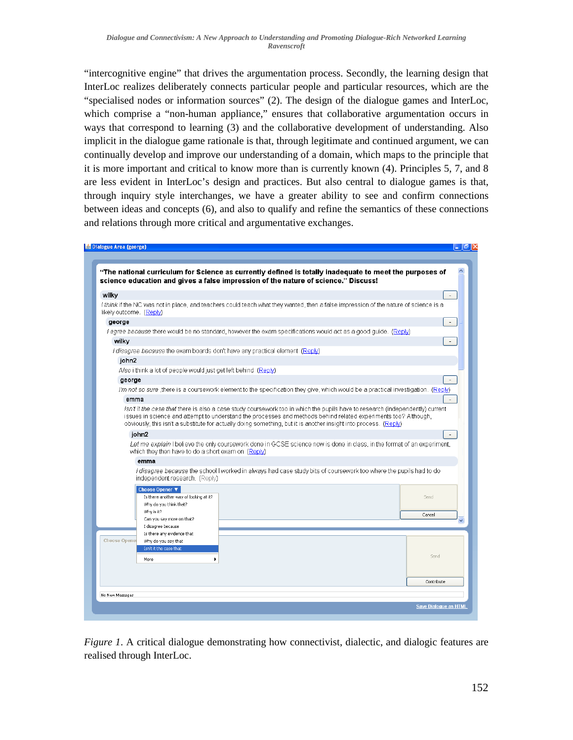"intercognitive engine" that drives the argumentation process. Secondly, the learning design that InterLoc realizes deliberately connects particular people and particular resources, which are the "specialised nodes or information sources" (2). The design of the dialogue games and InterLoc, which comprise a "non-human appliance," ensures that collaborative argumentation occurs in ways that correspond to learning (3) and the collaborative development of understanding. Also implicit in the dialogue game rationale is that, through legitimate and continued argument, we can continually develop and improve our understanding of a domain, which maps to the principle that it is more important and critical to know more than is currently known (4). Principles 5, 7, and 8 are less evident in InterLoc's design and practices. But also central to dialogue games is that, through inquiry style interchanges, we have a greater ability to see and confirm connections between ideas and concepts (6), and also to qualify and refine the semantics of these connections and relations through more critical and argumentative exchanges.

*Figure 1*. A critical dialogue demonstrating how connectivist, dialectic, and dialogic features are realised through InterLoc.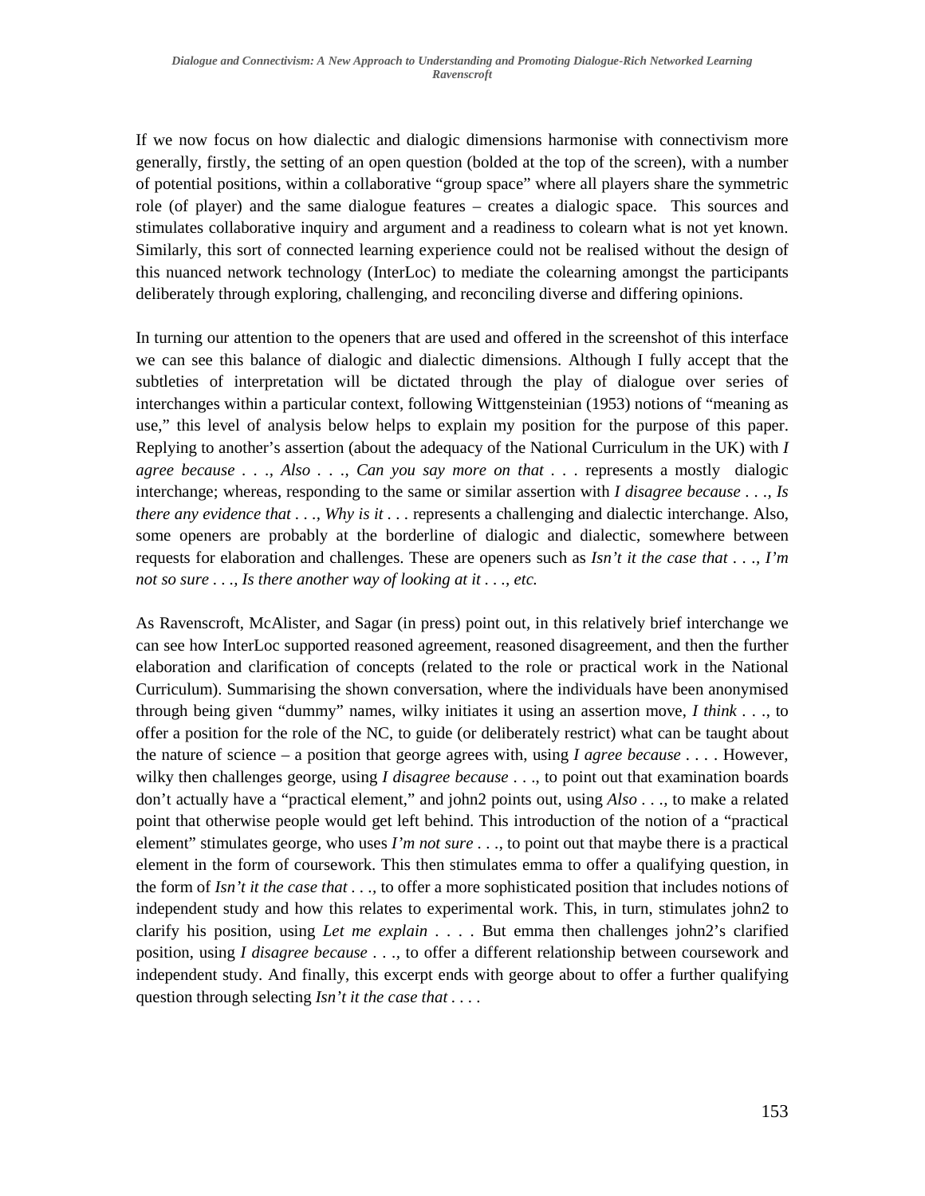If we now focus on how dialectic and dialogic dimensions harmonise with connectivism more generally, firstly, the setting of an open question (bolded at the top of the screen), with a number of potential positions, within a collaborative "group space" where all players share the symmetric role (of player) and the same dialogue features – creates a dialogic space. This sources and stimulates collaborative inquiry and argument and a readiness to colearn what is not yet known. Similarly, this sort of connected learning experience could not be realised without the design of this nuanced network technology (InterLoc) to mediate the colearning amongst the participants deliberately through exploring, challenging, and reconciling diverse and differing opinions.

In turning our attention to the openers that are used and offered in the screenshot of this interface we can see this balance of dialogic and dialectic dimensions. Although I fully accept that the subtleties of interpretation will be dictated through the play of dialogue over series of interchanges within a particular context, following Wittgensteinian (1953) notions of "meaning as use," this level of analysis below helps to explain my position for the purpose of this paper. Replying to another's assertion (about the adequacy of the National Curriculum in the UK) with *I agree because . . ., Also . . ., Can you say more on that . . .* represents a mostly dialogic interchange; whereas, responding to the same or similar assertion with *I disagree because . . ., Is there any evidence that . . ., Why is it . . .* represents a challenging and dialectic interchange. Also, some openers are probably at the borderline of dialogic and dialectic, somewhere between requests for elaboration and challenges. These are openers such as *Isn't it the case that . . ., I'm not so sure . . ., Is there another way of looking at it . . ., etc.*

As Ravenscroft, McAlister, and Sagar (in press) point out, in this relatively brief interchange we can see how InterLoc supported reasoned agreement, reasoned disagreement, and then the further elaboration and clarification of concepts (related to the role or practical work in the National Curriculum). Summarising the shown conversation, where the individuals have been anonymised through being given "dummy" names, wilky initiates it using an assertion move, *I think . . .*, to offer a position for the role of the NC, to guide (or deliberately restrict) what can be taught about the nature of science – a position that george agrees with, using *I agree because . . . .* However, wilky then challenges george, using *I disagree because . . .*, to point out that examination boards don't actually have a "practical element," and john2 points out, using *Also . . .*, to make a related point that otherwise people would get left behind. This introduction of the notion of a "practical element" stimulates george, who uses *I'm not sure . . .*, to point out that maybe there is a practical element in the form of coursework. This then stimulates emma to offer a qualifying question, in the form of *Isn't it the case that . . .*, to offer a more sophisticated position that includes notions of independent study and how this relates to experimental work. This, in turn, stimulates john2 to clarify his position, using *Let me explain . . . .* But emma then challenges john2's clarified position, using *I disagree because . . .*, to offer a different relationship between coursework and independent study. And finally, this excerpt ends with george about to offer a further qualifying question through selecting *Isn't it the case that . . . .*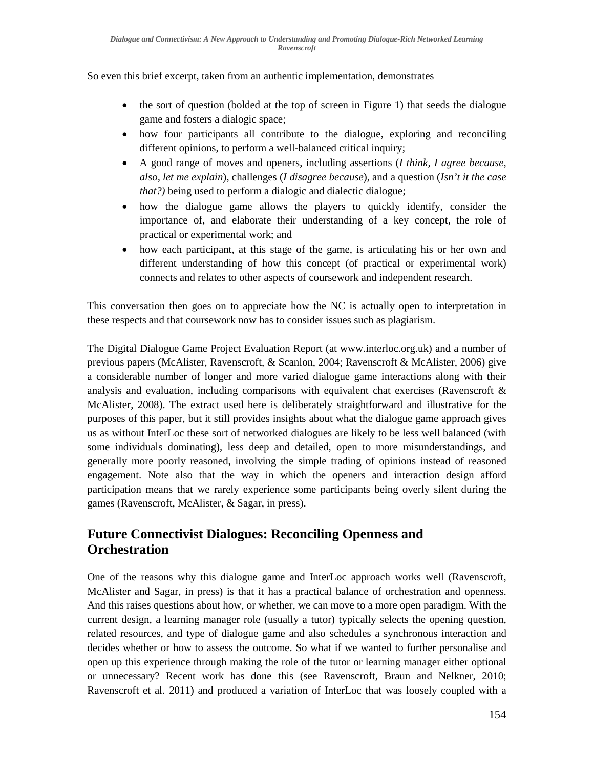So even this brief excerpt, taken from an authentic implementation, demonstrates

- the sort of question (bolded at the top of screen in Figure 1) that seeds the dialogue game and fosters a dialogic space;
- how four participants all contribute to the dialogue, exploring and reconciling different opinions, to perform a well-balanced critical inquiry;
- A good range of moves and openers, including assertions (*I think, I agree because, also, let me explain*), challenges (*I disagree because*), and a question (*Isn't it the case that?)* being used to perform a dialogic and dialectic dialogue;
- how the dialogue game allows the players to quickly identify, consider the importance of, and elaborate their understanding of a key concept, the role of practical or experimental work; and
- how each participant, at this stage of the game, is articulating his or her own and different understanding of how this concept (of practical or experimental work) connects and relates to other aspects of coursework and independent research.

This conversation then goes on to appreciate how the NC is actually open to interpretation in these respects and that coursework now has to consider issues such as plagiarism.

The Digital Dialogue Game Project Evaluation Report (at www.interloc.org.uk) and a number of previous papers (McAlister, Ravenscroft, & Scanlon, 2004; Ravenscroft & McAlister, 2006) give a considerable number of longer and more varied dialogue game interactions along with their analysis and evaluation, including comparisons with equivalent chat exercises (Ravenscroft & McAlister, 2008). The extract used here is deliberately straightforward and illustrative for the purposes of this paper, but it still provides insights about what the dialogue game approach gives us as without InterLoc these sort of networked dialogues are likely to be less well balanced (with some individuals dominating), less deep and detailed, open to more misunderstandings, and generally more poorly reasoned, involving the simple trading of opinions instead of reasoned engagement. Note also that the way in which the openers and interaction design afford participation means that we rarely experience some participants being overly silent during the games (Ravenscroft, McAlister, & Sagar, in press).

## Future Connectivist Dialogues: Reconciling Openness and Orchestration

One of the reasons why this dialogue game and InterLoc approach works well (Ravenscroft, McAlister and Sagar, in press) is that it has a practical balance of orchestration and openness. And this raises questions about how, or whether, we can move to a more open paradigm. With the current design, a learning manager role (usually a tutor) typically selects the opening question, related resources, and type of dialogue game and also schedules a synchronous interaction and decides whether or how to assess the outcome. So what if we wanted to further personalise and open up this experience through making the role of the tutor or learning manager either optional or unnecessary? Recent work has done this (see Ravenscroft, Braun and Nelkner, 2010; Ravenscroft et al. 2011) and produced a variation of InterLoc that was loosely coupled with a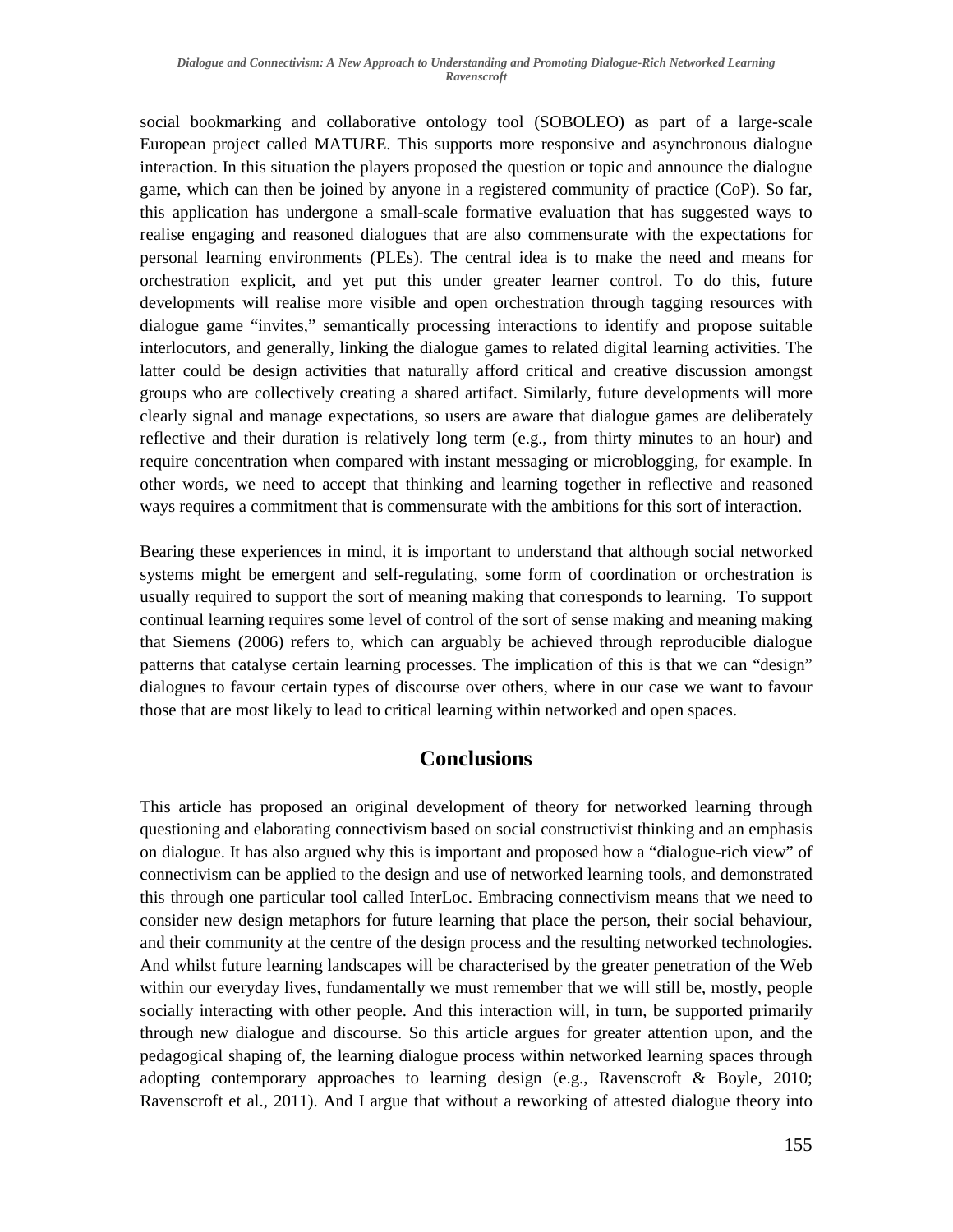social bookmarking and collaborative ontology tool (SOBOLEO) as part of a large-scale European project called MATURE. This supports more responsive and asynchronous dialogue interaction. In this situation the players proposed the question or topic and announce the dialogue game, which can then be joined by anyone in a registered community of practice (CoP). So far, this application has undergone a small-scale formative evaluation that has suggested ways to realise engaging and reasoned dialogues that are also commensurate with the expectations for personal learning environments (PLEs). The central idea is to make the need and means for orchestration explicit, and yet put this under greater learner control. To do this, future developments will realise more visible and open orchestration through tagging resources with dialogue game "invites," semantically processing interactions to identify and propose suitable interlocutors, and generally, linking the dialogue games to related digital learning activities. The latter could be design activities that naturally afford critical and creative discussion amongst groups who are collectively creating a shared artifact. Similarly, future developments will more clearly signal and manage expectations, so users are aware that dialogue games are deliberately reflective and their duration is relatively long term (e.g., from thirty minutes to an hour) and require concentration when compared with instant messaging or microblogging, for example. In other words, we need to accept that thinking and learning together in reflective and reasoned ways requires a commitment that is commensurate with the ambitions for this sort of interaction.

Bearing these experiences in mind, it is important to understand that although social networked systems might be emergent and self-regulating, some form of coordination or orchestration is usually required to support the sort of meaning making that corresponds to learning. To support continual learning requires some level of control of the sort of sense making and meaning making that Siemens (2006) refers to, which can arguably be achieved through reproducible dialogue patterns that catalyse certain learning processes. The implication of this is that we can "design" dialogues to favour certain types of discourse over others, where in our case we want to favour those that are most likely to lead to critical learning within networked and open spaces.

## Conclusions

This article has proposed an original development of theory for networked learning through questioning and elaborating connectivism based on social constructivist thinking and an emphasis on dialogue. It has also argued why this is important and proposed how a "dialogue-rich view" of connectivism can be applied to the design and use of networked learning tools, and demonstrated this through one particular tool called InterLoc. Embracing connectivism means that we need to consider new design metaphors for future learning that place the person, their social behaviour, and their community at the centre of the design process and the resulting networked technologies. And whilst future learning landscapes will be characterised by the greater penetration of the Web within our everyday lives, fundamentally we must remember that we will still be, mostly, people socially interacting with other people. And this interaction will, in turn, be supported primarily through new dialogue and discourse. So this article argues for greater attention upon, and the pedagogical shaping of, the learning dialogue process within networked learning spaces through adopting contemporary approaches to learning design (e.g., Ravenscroft & Boyle, 2010; Ravenscroft et al., 2011). And I argue that without a reworking of attested dialogue theory into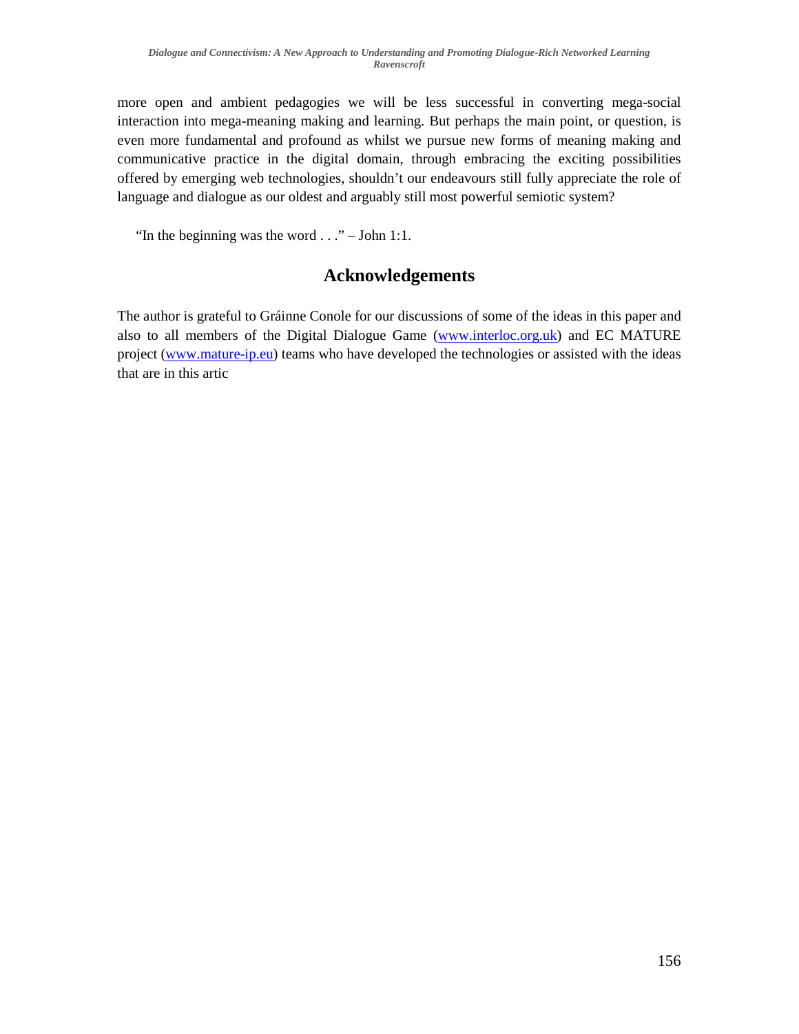more open and ambient pedagogies we will be less successful in converting mega-social interaction into mega-meaning making and learning. But perhaps the main point, or question, is even more fundamental and profound as whilst we pursue new forms of meaning making and communicative practice in the digital domain, through embracing the exciting possibilities offered by emerging web technologies, shouldn't our endeavours still fully appreciate the role of language and dialogue as our oldest and arguably still most powerful semiotic system?

"In the beginning was the word . . ." – John 1:1.

## Acknowledgements

The author is grateful to Gráinne Conole for our discussions of some of the ideas in this paper and also to all members of the Digital Dialogue Game (www.interloc.org.uk) and EC MATURE project (www.mature-ip.eu) teams who have developed the technologies or assisted with the ideas that are in this artic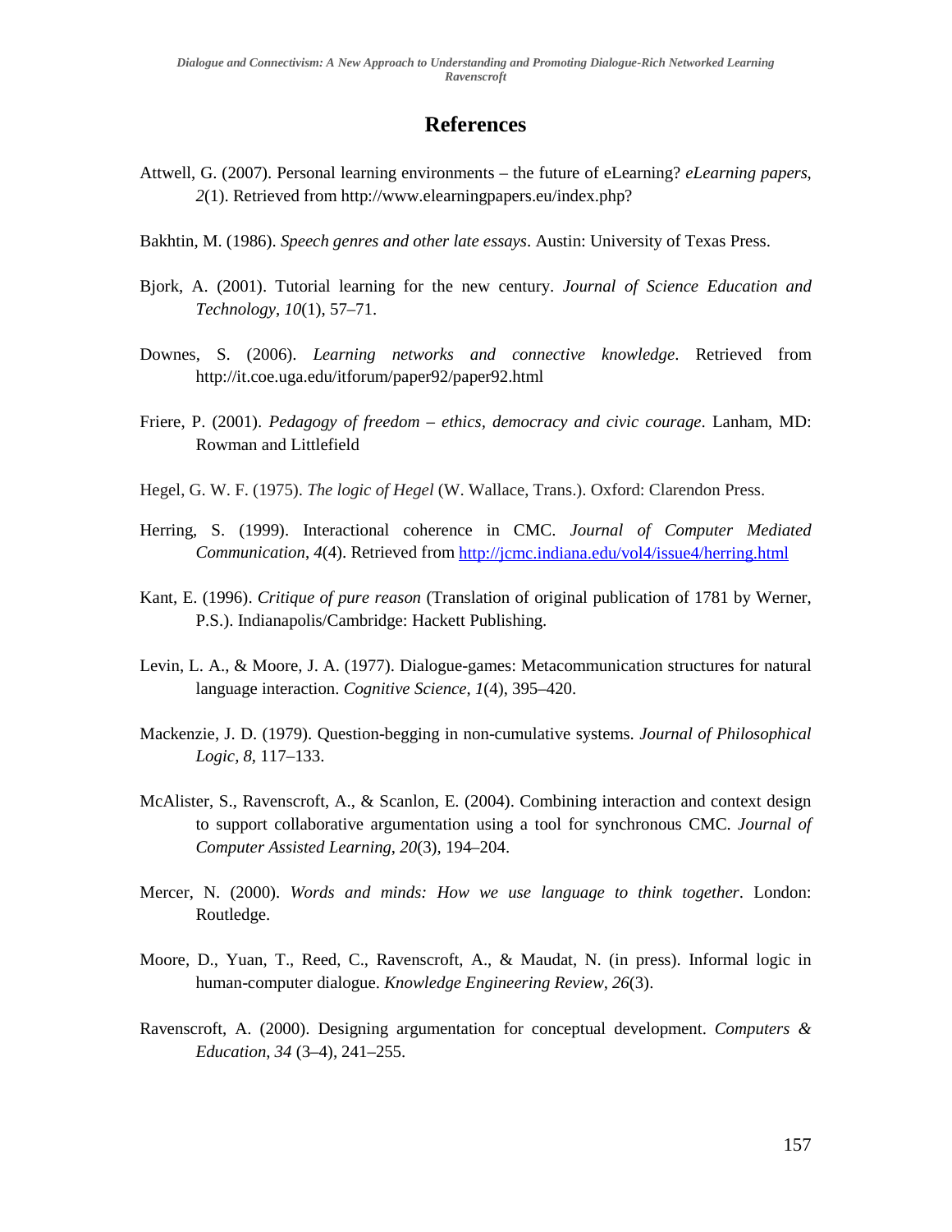## References

Attwell, G. (2007). Personal learning environments – the future of eLearning? *eLearning papers*, *2*(1). Retrieved from http://www.elearningpapers.eu/index.php?

Bakhtin, M. (1986). *Speech genres and other late essays*. Austin: University of Texas Press.

Bjork, A. (2001). Tutorial learning for the new century. *Journal of Science Education and Technology*, *10*(1), 57–71.

Downes, S. (2006). *Learning networks and connective knowledge*. Retrieved from http://it.coe.uga.edu/itforum/paper92/paper92.html

Friere, P. (2001). *Pedagogy of freedom – ethics, democracy and civic courage*. Lanham, MD: Rowman and Littlefield

Hegel, G. W. F. (1975). *The logic of Hegel* (W. Wallace, Trans.). Oxford: Clarendon Press.

Herring, S. (1999). Interactional coherence in CMC. *Journal of Computer Mediated Communication*, *4*(4). Retrieved from http://jcmc.indiana.edu/vol4/issue4/herring.html

Kant, E. (1996). *Critique of pure reason* (Translation of original publication of 1781 by Werner, P.S.). Indianapolis/Cambridge: Hackett Publishing.

Levin, L. A., & Moore, J. A. (1977). Dialogue-games: Metacommunication structures for natural language interaction. *Cognitive Science*, *1*(4), 395–420.

Mackenzie, J. D. (1979). Question-begging in non-cumulative systems. *Journal of Philosophical Logic, 8*, 117–133.

McAlister, S., Ravenscroft, A., & Scanlon, E. (2004). Combining interaction and context design to support collaborative argumentation using a tool for synchronous CMC. *Journal of Computer Assisted Learning*, *20*(3), 194–204.

Mercer, N. (2000). *Words and minds: How we use language to think together*. London: Routledge.

Moore, D., Yuan, T., Reed, C., Ravenscroft, A., & Maudat, N. (in press). Informal logic in human-computer dialogue. *Knowledge Engineering Review*, *26*(3).

Ravenscroft, A. (2000). Designing argumentation for conceptual development. *Computers & Education*, *34* (3–4), 241–255.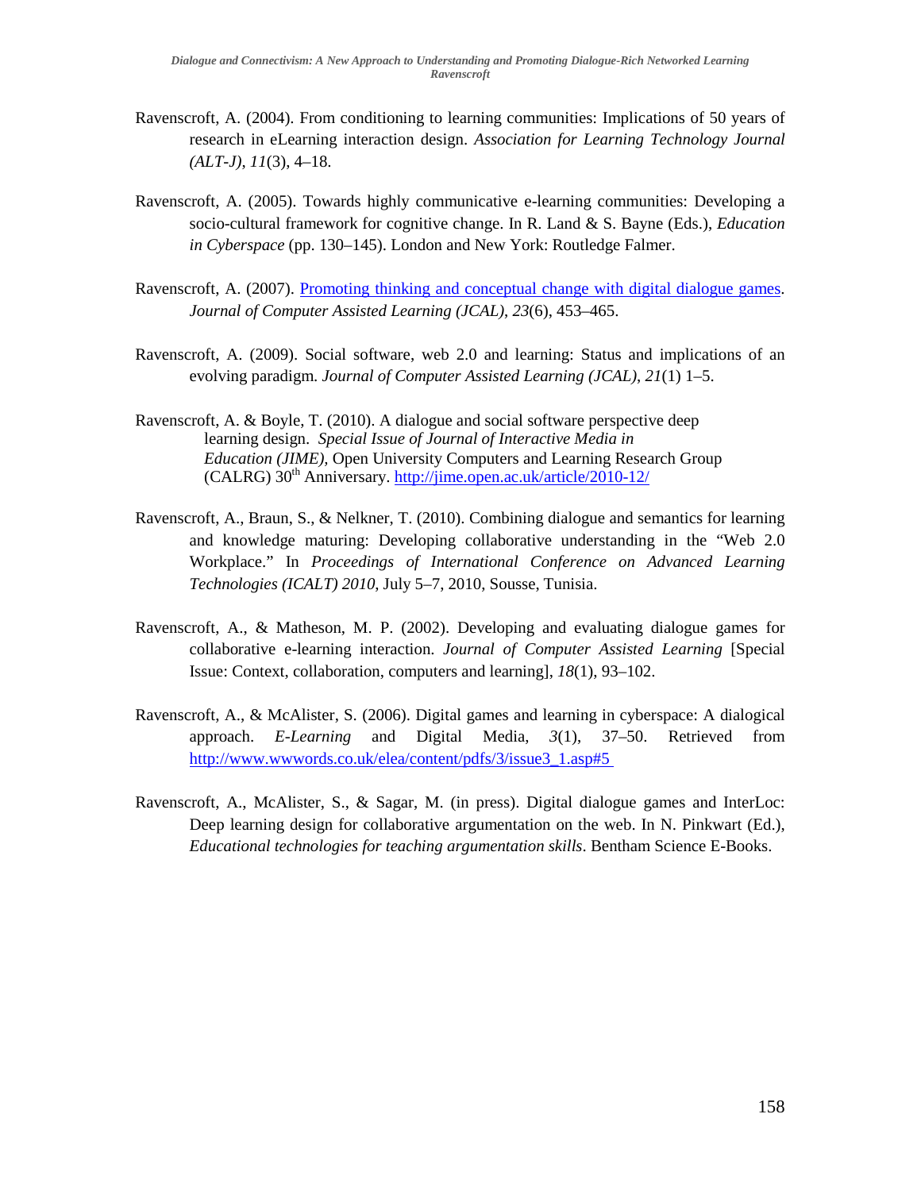Ravenscroft, A. (2004). From conditioning to learning communities: Implications of 50 years of research in eLearning interaction design. *Association for Learning Technology Journal (ALT-J)*, *11*(3), 4–18.

Ravenscroft, A. (2005). Towards highly communicative e-learning communities: Developing a socio-cultural framework for cognitive change. In R. Land & S. Bayne (Eds.), *Education in Cyberspace* (pp. 130–145). London and New York: Routledge Falmer.

Ravenscroft, A. (2007). Promoting thinking and conceptual change with digital dialogue games. *Journal of Computer Assisted Learning (JCAL)*, *23*(6), 453–465.

Ravenscroft, A. (2009). Social software, web 2.0 and learning: Status and implications of an evolving paradigm. *Journal of Computer Assisted Learning (JCAL)*, *21*(1) 1–5.

Ravenscroft, A. & Boyle, T. (2010). A dialogue and social software perspective deep learning design. *Special Issue of Journal of Interactive Media in Education (JIME),* Open University Computers and Learning Research Group (CALRG) 30th Anniversary. http://jime.open.ac.uk/article/2010-12/

Ravenscroft, A., Braun, S., & Nelkner, T. (2010). Combining dialogue and semantics for learning and knowledge maturing: Developing collaborative understanding in the "Web 2.0 Workplace." In *Proceedings of International Conference on Advanced Learning Technologies (ICALT) 2010*, July 5–7, 2010, Sousse, Tunisia.

Ravenscroft, A., & Matheson, M. P. (2002). Developing and evaluating dialogue games for collaborative e-learning interaction. *Journal of Computer Assisted Learning* [Special Issue: Context, collaboration, computers and learning], *18*(1), 93–102.

Ravenscroft, A., & McAlister, S. (2006). Digital games and learning in cyberspace: A dialogical approach. *E-Learning* and Digital Media, *3*(1), 37–50. Retrieved from http://www.wwwords.co.uk/elea/content/pdfs/3/issue3_1.asp#5

Ravenscroft, A., McAlister, S., & Sagar, M. (in press). Digital dialogue games and InterLoc: Deep learning design for collaborative argumentation on the web. In N. Pinkwart (Ed.), *Educational technologies for teaching argumentation skills*. Bentham Science E-Books.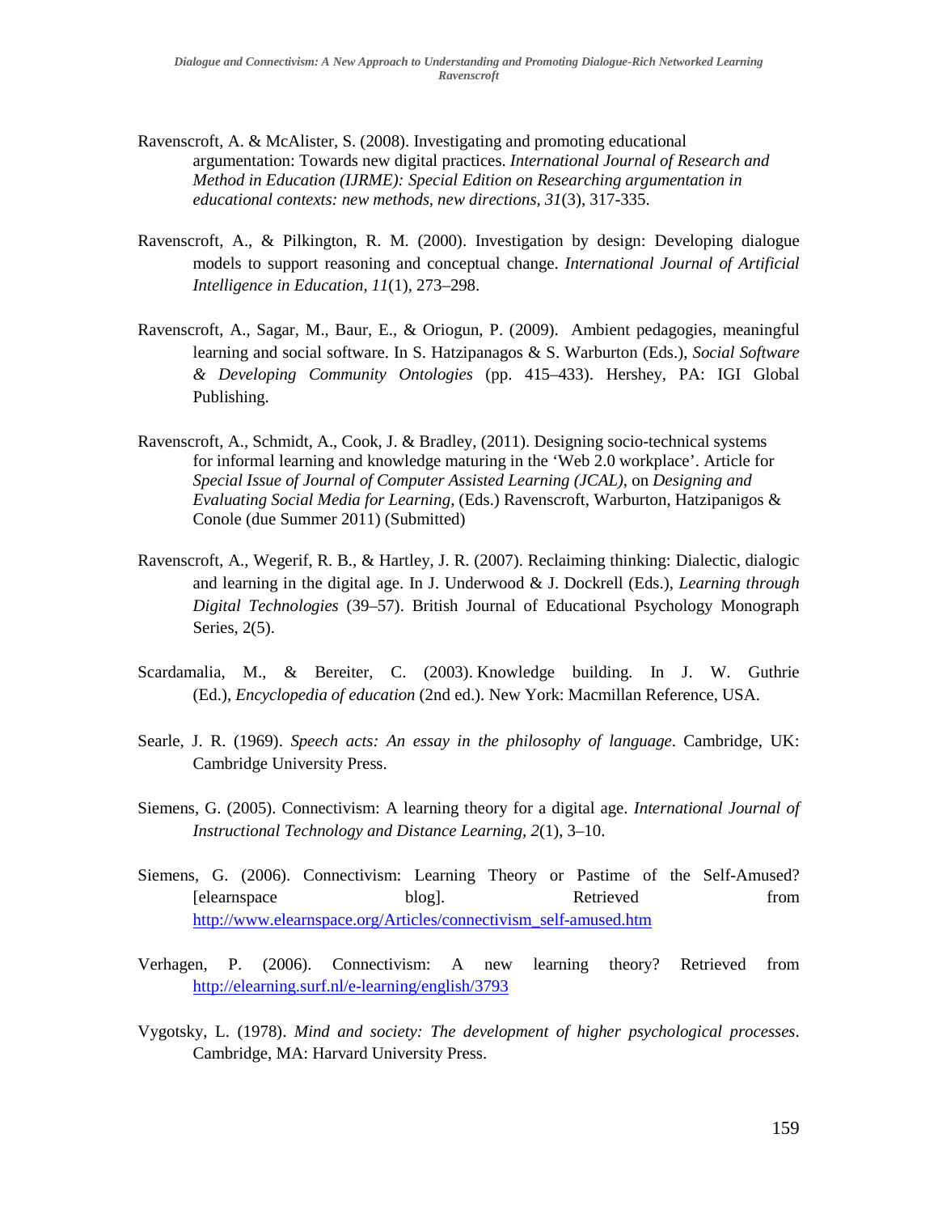Ravenscroft, A. & McAlister, S. (2008). Investigating and promoting educational argumentation: Towards new digital practices. *International Journal of Research and Method in Education (IJRME): Special Edition on Researching argumentation in educational contexts: new methods, new directions, 31*(3), 317-335.

Ravenscroft, A., & Pilkington, R. M. (2000). Investigation by design: Developing dialogue models to support reasoning and conceptual change. *International Journal of Artificial Intelligence in Education*, *11*(1), 273–298.

Ravenscroft, A., Sagar, M., Baur, E., & Oriogun, P. (2009). Ambient pedagogies, meaningful learning and social software. In S. Hatzipanagos & S. Warburton (Eds.), *Social Software & Developing Community Ontologies* (pp. 415–433). Hershey, PA: IGI Global Publishing.

Ravenscroft, A., Schmidt, A., Cook, J. & Bradley, (2011). Designing socio-technical systems for informal learning and knowledge maturing in the 'Web 2.0 workplace'. Article for *Special Issue of Journal of Computer Assisted Learning (JCAL)*, on *Designing and Evaluating Social Media for Learning*, (Eds.) Ravenscroft, Warburton, Hatzipanigos & Conole (due Summer 2011) (Submitted)

Ravenscroft, A., Wegerif, R. B., & Hartley, J. R. (2007). Reclaiming thinking: Dialectic, dialogic and learning in the digital age. In J. Underwood & J. Dockrell (Eds.), *Learning through Digital Technologies* (39–57). British Journal of Educational Psychology Monograph Series, 2(5).

Scardamalia, M., & Bereiter, C. (2003). Knowledge building. In J. W. Guthrie (Ed.), *Encyclopedia of education* (2nd ed.). New York: Macmillan Reference, USA.

Searle, J. R. (1969). *Speech acts: An essay in the philosophy of language*. Cambridge, UK: Cambridge University Press.

Siemens, G. (2005). Connectivism: A learning theory for a digital age. *International Journal of Instructional Technology and Distance Learning*, *2*(1), 3–10.

Siemens, G. (2006). Connectivism: Learning Theory or Pastime of the Self-Amused? [elearnspace blog]. Retrieved from http://www.elearnspace.org/Articles/connectivism_self-amused.htm

Verhagen, P. (2006). Connectivism: A new learning theory? Retrieved from http://elearning.surf.nl/e-learning/english/3793

Vygotsky, L. (1978). *Mind and society: The development of higher psychological processes*. Cambridge, MA: Harvard University Press.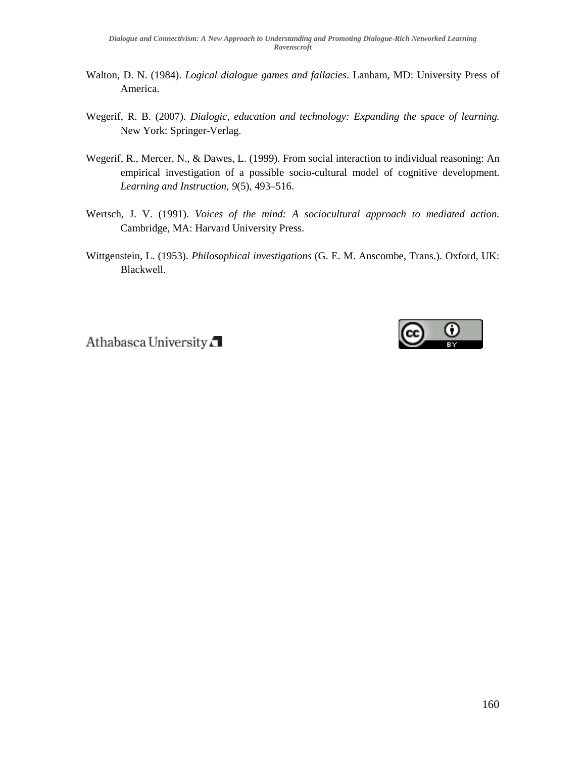Walton, D. N. (1984). *Logical dialogue games and fallacies*. Lanham, MD: University Press of America.

Wegerif, R. B. (2007). *Dialogic, education and technology: Expanding the space of learning.* New York: Springer-Verlag.

Wegerif, R., Mercer, N., & Dawes, L. (1999). From social interaction to individual reasoning: An empirical investigation of a possible socio-cultural model of cognitive development. *Learning and Instruction, 9*(5), 493–516.

Wertsch, J. V. (1991). *Voices of the mind: A sociocultural approach to mediated action.* Cambridge, MA: Harvard University Press.

Wittgenstein, L. (1953). *Philosophical investigations* (G. E. M. Anscombe, Trans.). Oxford, UK: Blackwell.

Athabasca University